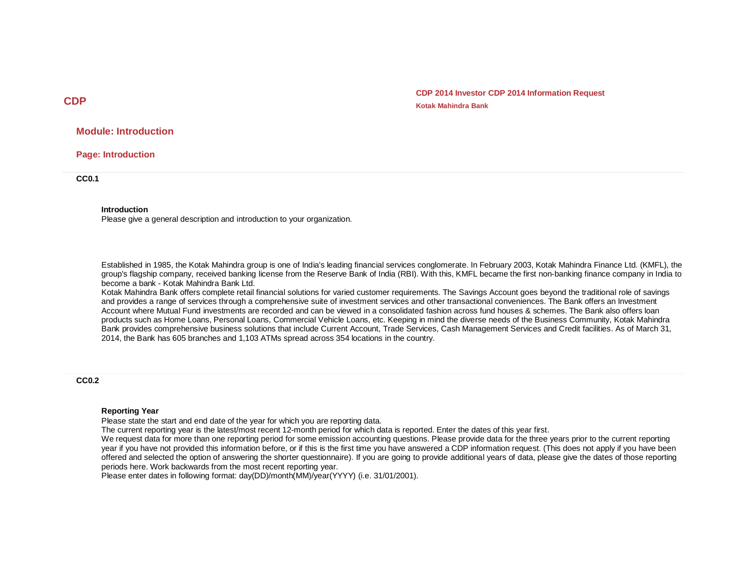# CDP

**CDP 2014 Investor CDP 2014 Information Request**

**Kotak Mahindra Bank**

## Module: Introduction

### Page: Introduction

**CC0.1**

**Introduction**

Please give a general description and introduction to your organization.

Established in 1985, the Kotak Mahindra group is one of India's leading financial services conglomerate. In February 2003, Kotak Mahindra Finance Ltd. (KMFL), the group's flagship company, received banking license from the Reserve Bank of India (RBI). With this, KMFL became the first non-banking finance company in India to become a bank - Kotak Mahindra Bank Ltd.

Kotak Mahindra Bank offers complete retail financial solutions for varied customer requirements. The Savings Account goes beyond the traditional role of savings and provides a range of services through a comprehensive suite of investment services and other transactional conveniences. The Bank offers an Investment Account where Mutual Fund investments are recorded and can be viewed in a consolidated fashion across fund houses & schemes. The Bank also offers loan products such as Home Loans, Personal Loans, Commercial Vehicle Loans, etc. Keeping in mind the diverse needs of the Business Community, Kotak Mahindra Bank provides comprehensive business solutions that include Current Account, Trade Services, Cash Management Services and Credit facilities. As of March 31, 2014, the Bank has 605 branches and 1,103 ATMs spread across 354 locations in the country.

**CC0.2**

**Reporting Year**

Please state the start and end date of the year for which you are reporting data.

The current reporting year is the latest/most recent 12-month period for which data is reported. Enter the dates of this year first.

We request data for more than one reporting period for some emission accounting questions. Please provide data for the three years prior to the current reporting year if you have not provided this information before, or if this is the first time you have answered a CDP information request. (This does not apply if you have been offered and selected the option of answering the shorter questionnaire). If you are going to provide additional years of data, please give the dates of those reporting periods here. Work backwards from the most recent reporting year.

Please enter dates in following format: day(DD)/month(MM)/year(YYYY) (i.e. 31/01/2001).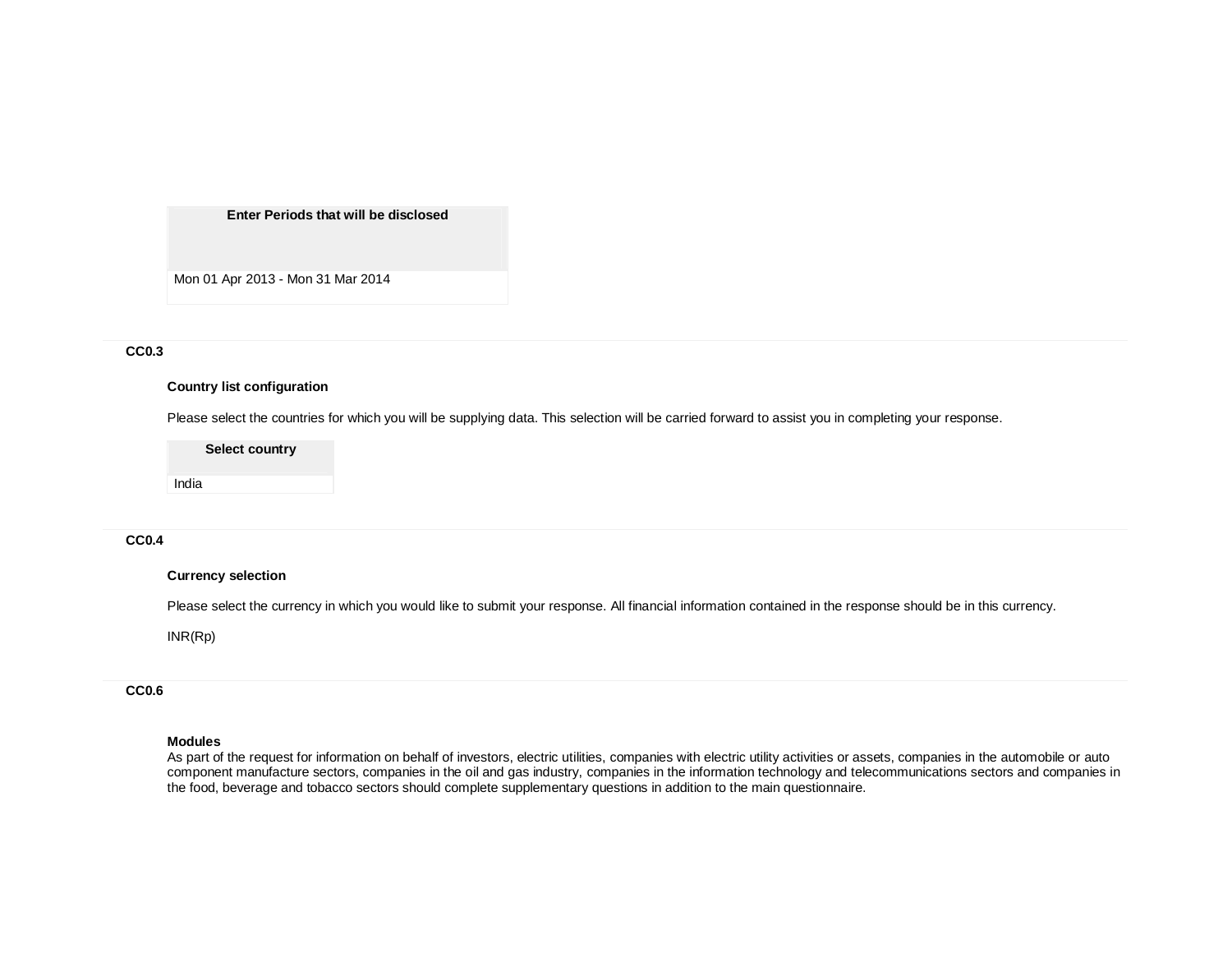| Enter Periods that will be disclosed |
|---|
| Mon 01 Apr 2013 - Mon 31 Mar 2014 |

### CC0.3

**Country list configuration**

Please select the countries for which you will be supplying data. This selection will be carried forward to assist you in completing your response.

| Select country |
|---|
| India |

### CC0.4

**Currency selection**

Please select the currency in which you would like to submit your response. All financial information contained in the response should be in this currency.

INR(Rp)

### CC0.6

**Modules**
As part of the request for information on behalf of investors, electric utilities, companies with electric utility activities or assets, companies in the automobile or auto component manufacture sectors, companies in the oil and gas industry, companies in the information technology and telecommunications sectors and companies in the food, beverage and tobacco sectors should complete supplementary questions in addition to the main questionnaire.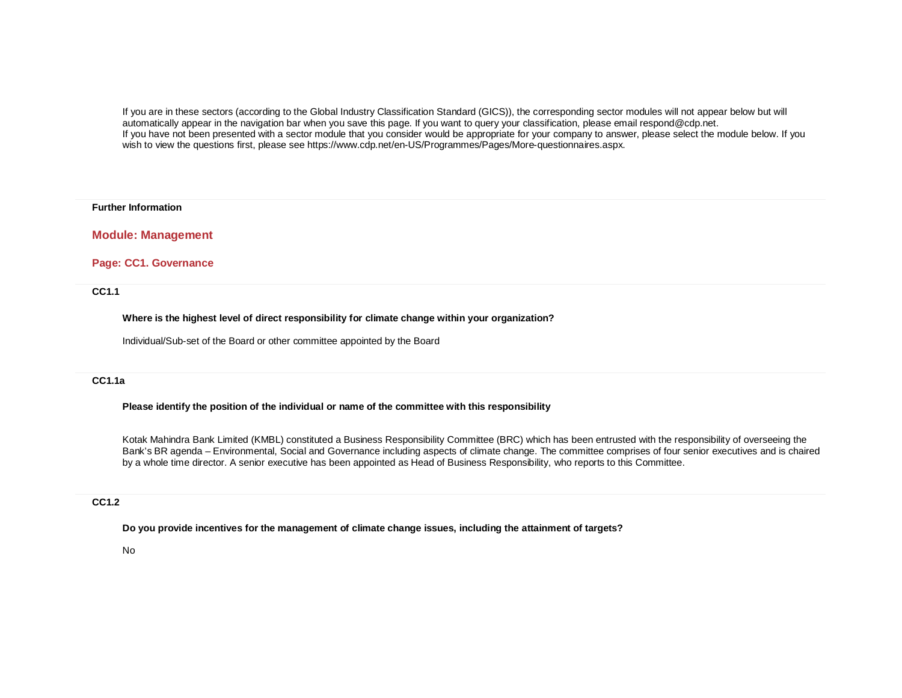If you are in these sectors (according to the Global Industry Classification Standard (GICS)), the corresponding sector modules will not appear below but will automatically appear in the navigation bar when you save this page. If you want to query your classification, please email respond@cdp.net.
If you have not been presented with a sector module that you consider would be appropriate for your company to answer, please select the module below. If you wish to view the questions first, please see https://www.cdp.net/en-US/Programmes/Pages/More-questionnaires.aspx.

**Further Information**

## Module: Management

### Page: CC1. Governance

**CC1.1**

**Where is the highest level of direct responsibility for climate change within your organization?**

Individual/Sub-set of the Board or other committee appointed by the Board

**CC1.1a**

**Please identify the position of the individual or name of the committee with this responsibility**

Kotak Mahindra Bank Limited (KMBL) constituted a Business Responsibility Committee (BRC) which has been entrusted with the responsibility of overseeing the Bank's BR agenda – Environmental, Social and Governance including aspects of climate change. The committee comprises of four senior executives and is chaired by a whole time director. A senior executive has been appointed as Head of Business Responsibility, who reports to this Committee.

**CC1.2**

**Do you provide incentives for the management of climate change issues, including the attainment of targets?**

No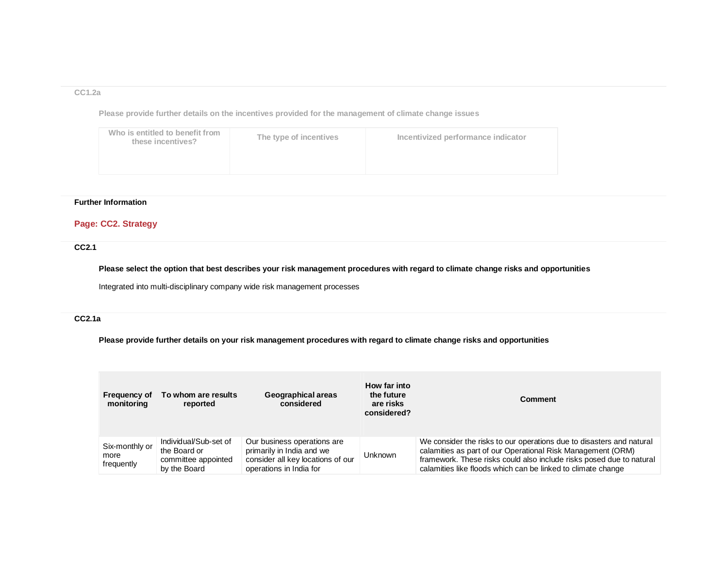### CC1.2a

**Please provide further details on the incentives provided for the management of climate change issues**

| Who is entitled to benefit from these incentives? | The type of incentives | Incentivized performance indicator |
|---|---|---|
| | | |

**Further Information**

## Page: CC2. Strategy

### CC2.1

**Please select the option that best describes your risk management procedures with regard to climate change risks and opportunities**

Integrated into multi-disciplinary company wide risk management processes

### CC2.1a

**Please provide further details on your risk management procedures with regard to climate change risks and opportunities**

| Frequency of monitoring | To whom are results reported | Geographical areas considered | How far into the future are risks considered? | Comment |
|---|---|---|---|---|
| Six-monthly or more frequently | Individual/Sub-set of the Board or committee appointed by the Board | Our business operations are primarily in India and we consider all key locations of our operations in India for | Unknown | We consider the risks to our operations due to disasters and natural calamities as part of our Operational Risk Management (ORM) framework. These risks could also include risks posed due to natural calamities like floods which can be linked to climate change |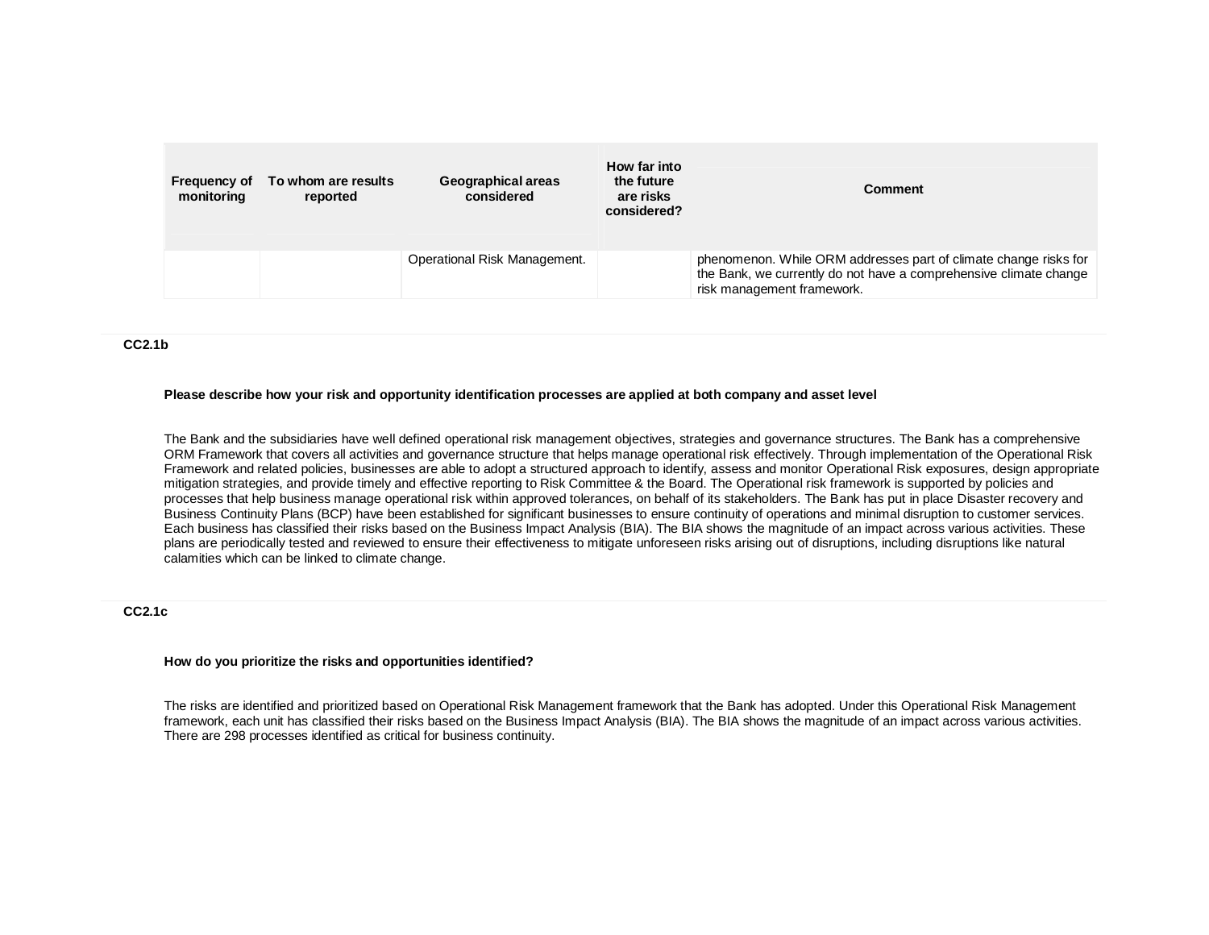| Frequency of monitoring | To whom are results reported | Geographical areas considered | How far into the future are risks considered? | Comment |
|---|---|---|---|---|
| | | Operational Risk Management. | | phenomenon. While ORM addresses part of climate change risks for the Bank, we currently do not have a comprehensive climate change risk management framework. |

### CC2.1b

**Please describe how your risk and opportunity identification processes are applied at both company and asset level**

The Bank and the subsidiaries have well defined operational risk management objectives, strategies and governance structures. The Bank has a comprehensive ORM Framework that covers all activities and governance structure that helps manage operational risk effectively. Through implementation of the Operational Risk Framework and related policies, businesses are able to adopt a structured approach to identify, assess and monitor Operational Risk exposures, design appropriate mitigation strategies, and provide timely and effective reporting to Risk Committee & the Board. The Operational risk framework is supported by policies and processes that help business manage operational risk within approved tolerances, on behalf of its stakeholders. The Bank has put in place Disaster recovery and Business Continuity Plans (BCP) have been established for significant businesses to ensure continuity of operations and minimal disruption to customer services. Each business has classified their risks based on the Business Impact Analysis (BIA). The BIA shows the magnitude of an impact across various activities. These plans are periodically tested and reviewed to ensure their effectiveness to mitigate unforeseen risks arising out of disruptions, including disruptions like natural calamities which can be linked to climate change.

### CC2.1c

**How do you prioritize the risks and opportunities identified?**

The risks are identified and prioritized based on Operational Risk Management framework that the Bank has adopted. Under this Operational Risk Management framework, each unit has classified their risks based on the Business Impact Analysis (BIA). The BIA shows the magnitude of an impact across various activities. There are 298 processes identified as critical for business continuity.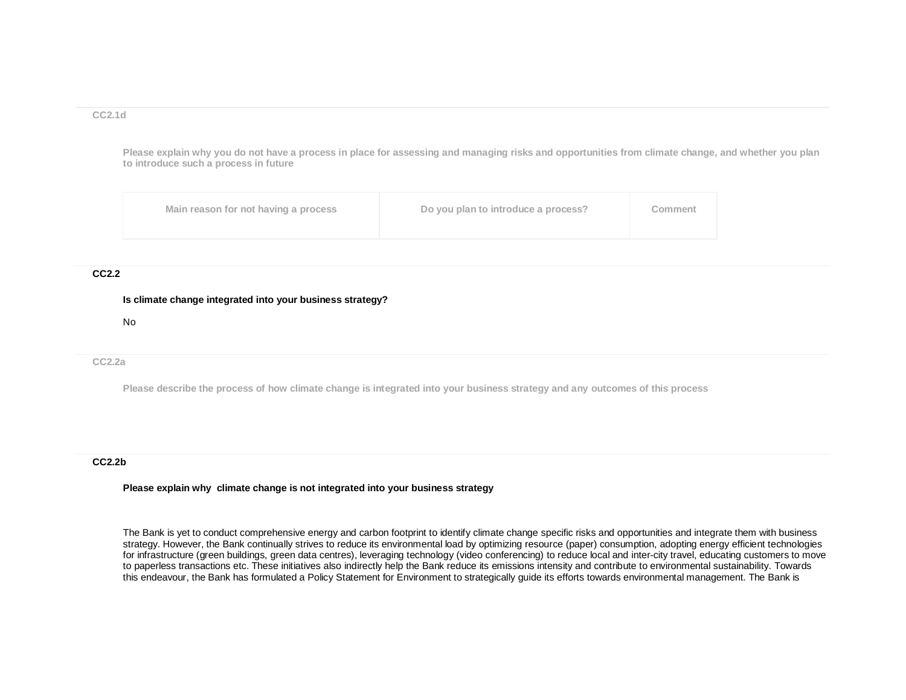### CC2.1d

**Please explain why you do not have a process in place for assessing and managing risks and opportunities from climate change, and whether you plan to introduce such a process in future**

| Main reason for not having a process | Do you plan to introduce a process? | Comment |
|---|---|---|

### CC2.2

**Is climate change integrated into your business strategy?**

No

### CC2.2a

**Please describe the process of how climate change is integrated into your business strategy and any outcomes of this process**

### CC2.2b

**Please explain why climate change is not integrated into your business strategy**

The Bank is yet to conduct comprehensive energy and carbon footprint to identify climate change specific risks and opportunities and integrate them with business strategy. However, the Bank continually strives to reduce its environmental load by optimizing resource (paper) consumption, adopting energy efficient technologies for infrastructure (green buildings, green data centres), leveraging technology (video conferencing) to reduce local and inter-city travel, educating customers to move to paperless transactions etc. These initiatives also indirectly help the Bank reduce its emissions intensity and contribute to environmental sustainability. Towards this endeavour, the Bank has formulated a Policy Statement for Environment to strategically guide its efforts towards environmental management. The Bank is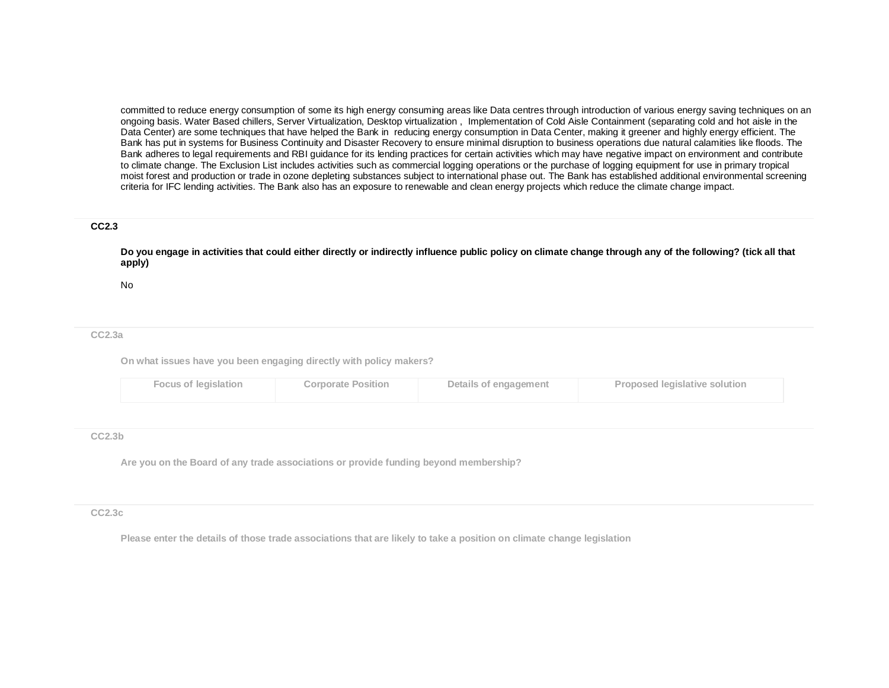committed to reduce energy consumption of some its high energy consuming areas like Data centres through introduction of various energy saving techniques on an ongoing basis. Water Based chillers, Server Virtualization, Desktop virtualization ,  Implementation of Cold Aisle Containment (separating cold and hot aisle in the Data Center) are some techniques that have helped the Bank in  reducing energy consumption in Data Center, making it greener and highly energy efficient. The Bank has put in systems for Business Continuity and Disaster Recovery to ensure minimal disruption to business operations due natural calamities like floods. The Bank adheres to legal requirements and RBI guidance for its lending practices for certain activities which may have negative impact on environment and contribute to climate change. The Exclusion List includes activities such as commercial logging operations or the purchase of logging equipment for use in primary tropical moist forest and production or trade in ozone depleting substances subject to international phase out. The Bank has established additional environmental screening criteria for IFC lending activities. The Bank also has an exposure to renewable and clean energy projects which reduce the climate change impact.

### CC2.3

**Do you engage in activities that could either directly or indirectly influence public policy on climate change through any of the following? (tick all that apply)**

No

### CC2.3a

**On what issues have you been engaging directly with policy makers?**

| Focus of legislation | Corporate Position | Details of engagement | Proposed legislative solution |
|---|---|---|---|

### CC2.3b

**Are you on the Board of any trade associations or provide funding beyond membership?**

### CC2.3c

**Please enter the details of those trade associations that are likely to take a position on climate change legislation**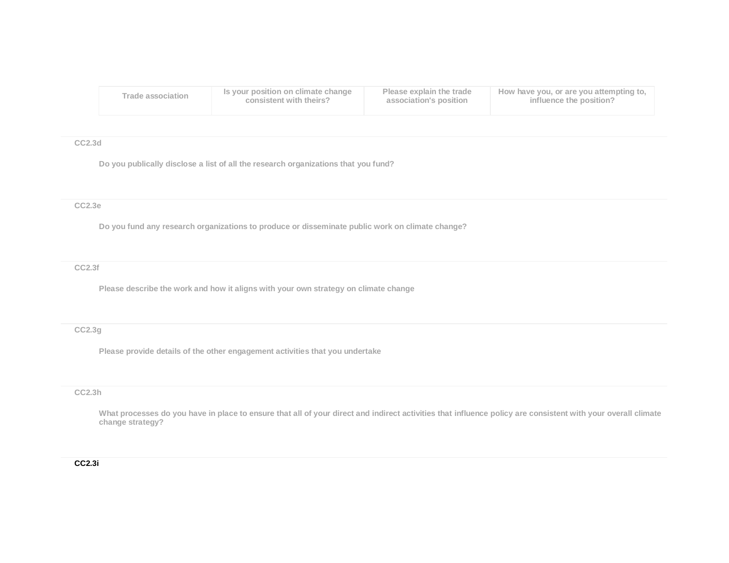| Trade association | Is your position on climate change consistent with theirs? | Please explain the trade association's position | How have you, or are you attempting to, influence the position? |
|---|---|---|---|

**CC2.3d**

**Do you publically disclose a list of all the research organizations that you fund?**

**CC2.3e**

**Do you fund any research organizations to produce or disseminate public work on climate change?**

**CC2.3f**

**Please describe the work and how it aligns with your own strategy on climate change**

**CC2.3g**

**Please provide details of the other engagement activities that you undertake**

**CC2.3h**

**What processes do you have in place to ensure that all of your direct and indirect activities that influence policy are consistent with your overall climate change strategy?**

**CC2.3i**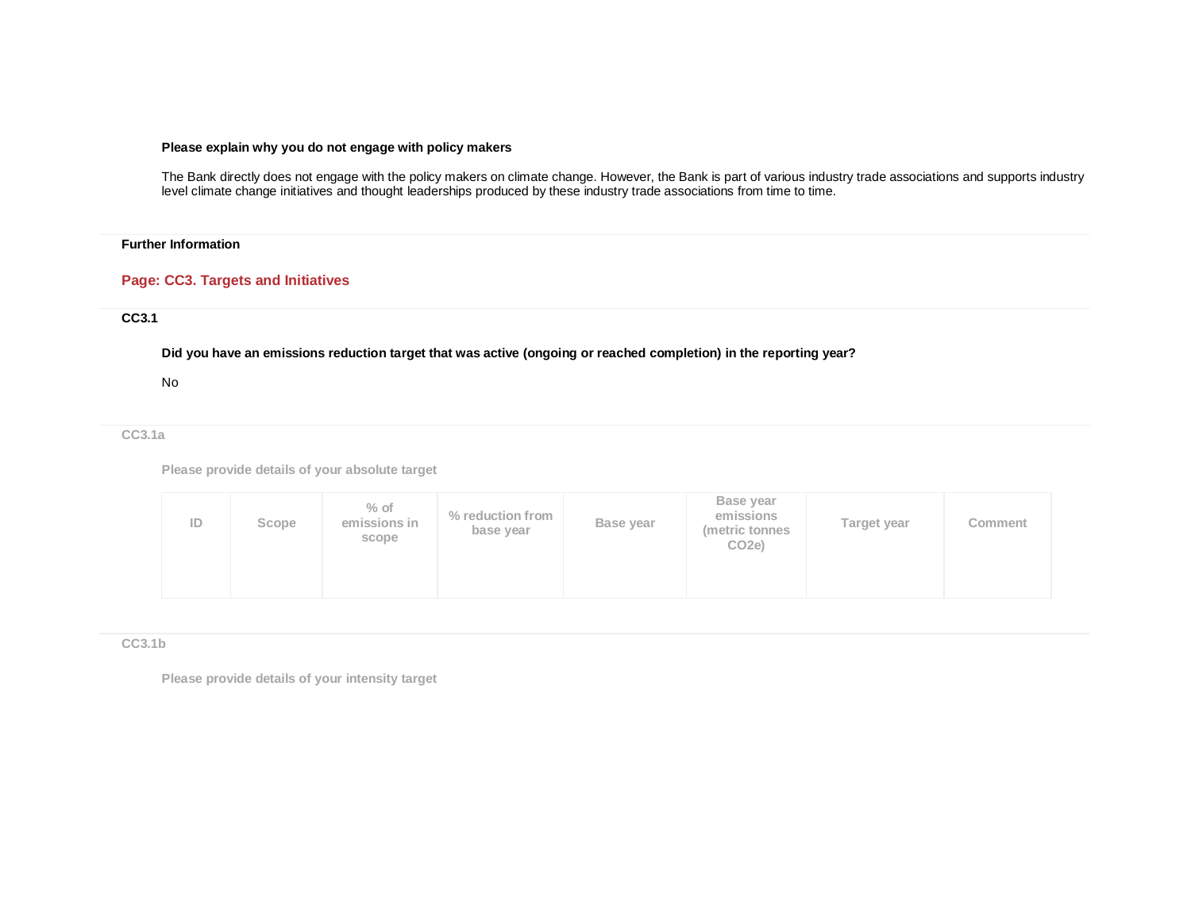**Please explain why you do not engage with policy makers**

The Bank directly does not engage with the policy makers on climate change. However, the Bank is part of various industry trade associations and supports industry level climate change initiatives and thought leaderships produced by these industry trade associations from time to time.

**Further Information**

## Page: CC3. Targets and Initiatives

### CC3.1

**Did you have an emissions reduction target that was active (ongoing or reached completion) in the reporting year?**

No

### CC3.1a

**Please provide details of your absolute target**

| ID | Scope | % of emissions in scope | % reduction from base year | Base year | Base year emissions (metric tonnes $CO_2e$) | Target year | Comment |
|---|---|---|---|---|---|---|---|
| | | | | | | | |

### CC3.1b

**Please provide details of your intensity target**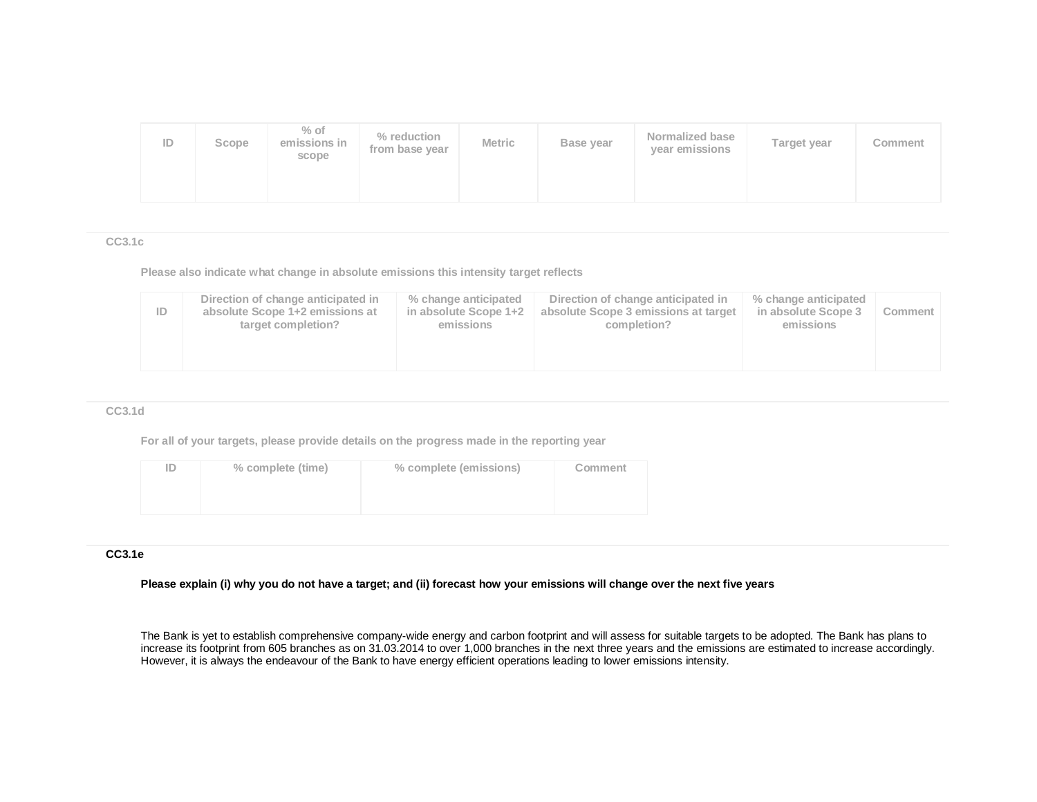| ID | Scope | % of emissions in scope | % reduction from base year | Metric | Base year | Normalized base year emissions | Target year | Comment |
|---|---|---|---|---|---|---|---|---|
| | | | | | | | | |

### CC3.1c

**Please also indicate what change in absolute emissions this intensity target reflects**

| ID | Direction of change anticipated in absolute Scope 1+2 emissions at target completion? | % change anticipated in absolute Scope 1+2 emissions | Direction of change anticipated in absolute Scope 3 emissions at target completion? | % change anticipated in absolute Scope 3 emissions | Comment |
|---|---|---|---|---|---|
| | | | | | |

### CC3.1d

**For all of your targets, please provide details on the progress made in the reporting year**

| ID | % complete (time) | % complete (emissions) | Comment |
|---|---|---|---|
| | | | |

### CC3.1e

**Please explain (i) why you do not have a target; and (ii) forecast how your emissions will change over the next five years**

The Bank is yet to establish comprehensive company-wide energy and carbon footprint and will assess for suitable targets to be adopted. The Bank has plans to increase its footprint from 605 branches as on 31.03.2014 to over 1,000 branches in the next three years and the emissions are estimated to increase accordingly. However, it is always the endeavour of the Bank to have energy efficient operations leading to lower emissions intensity.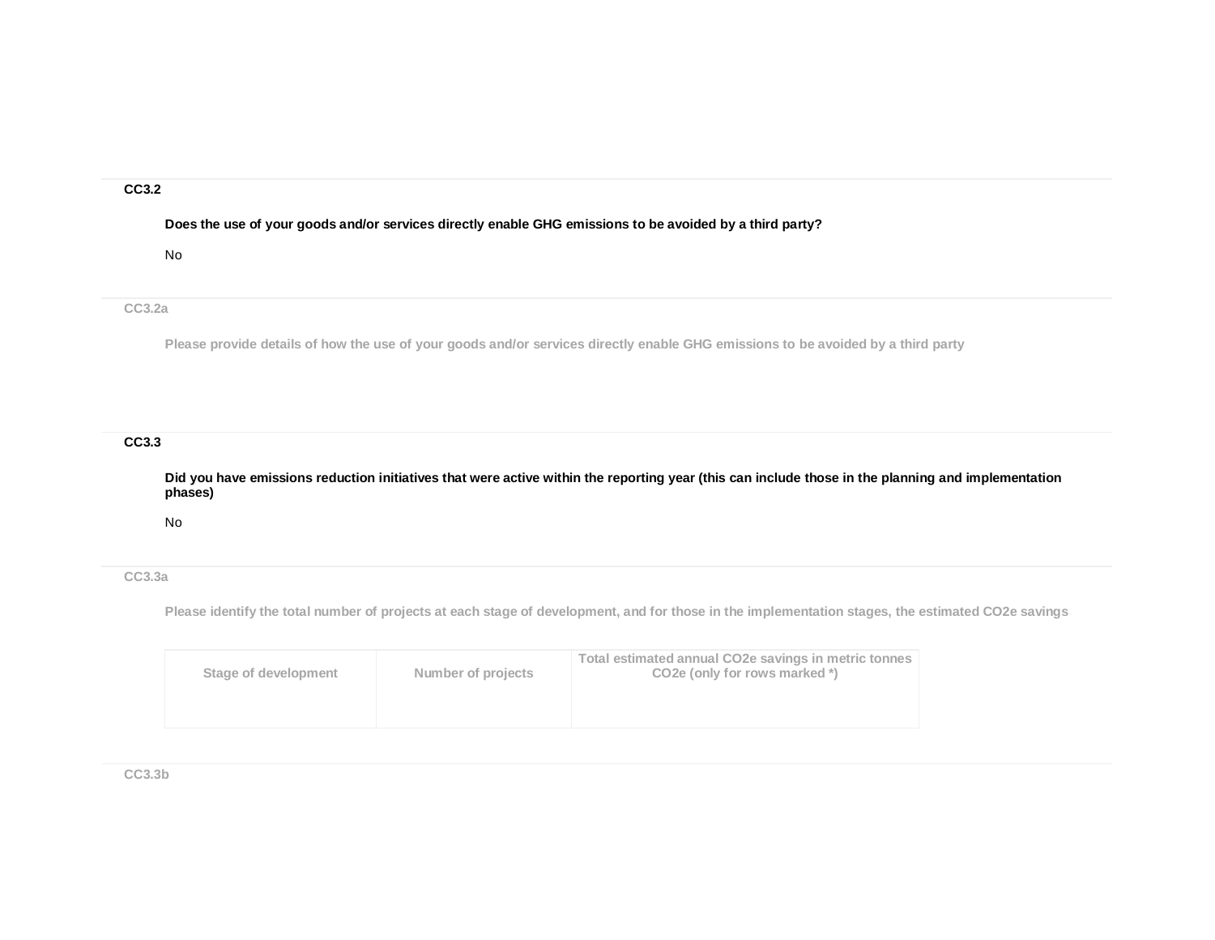### CC3.2

**Does the use of your goods and/or services directly enable GHG emissions to be avoided by a third party?**

No

### CC3.2a

**Please provide details of how the use of your goods and/or services directly enable GHG emissions to be avoided by a third party**

### CC3.3

**Did you have emissions reduction initiatives that were active within the reporting year (this can include those in the planning and implementation phases)**

No

### CC3.3a

**Please identify the total number of projects at each stage of development, and for those in the implementation stages, the estimated CO2e savings**

| Stage of development | Number of projects | Total estimated annual CO2e savings in metric tonnes CO2e (only for rows marked *) |
|---|---|---|
| | | |

### CC3.3b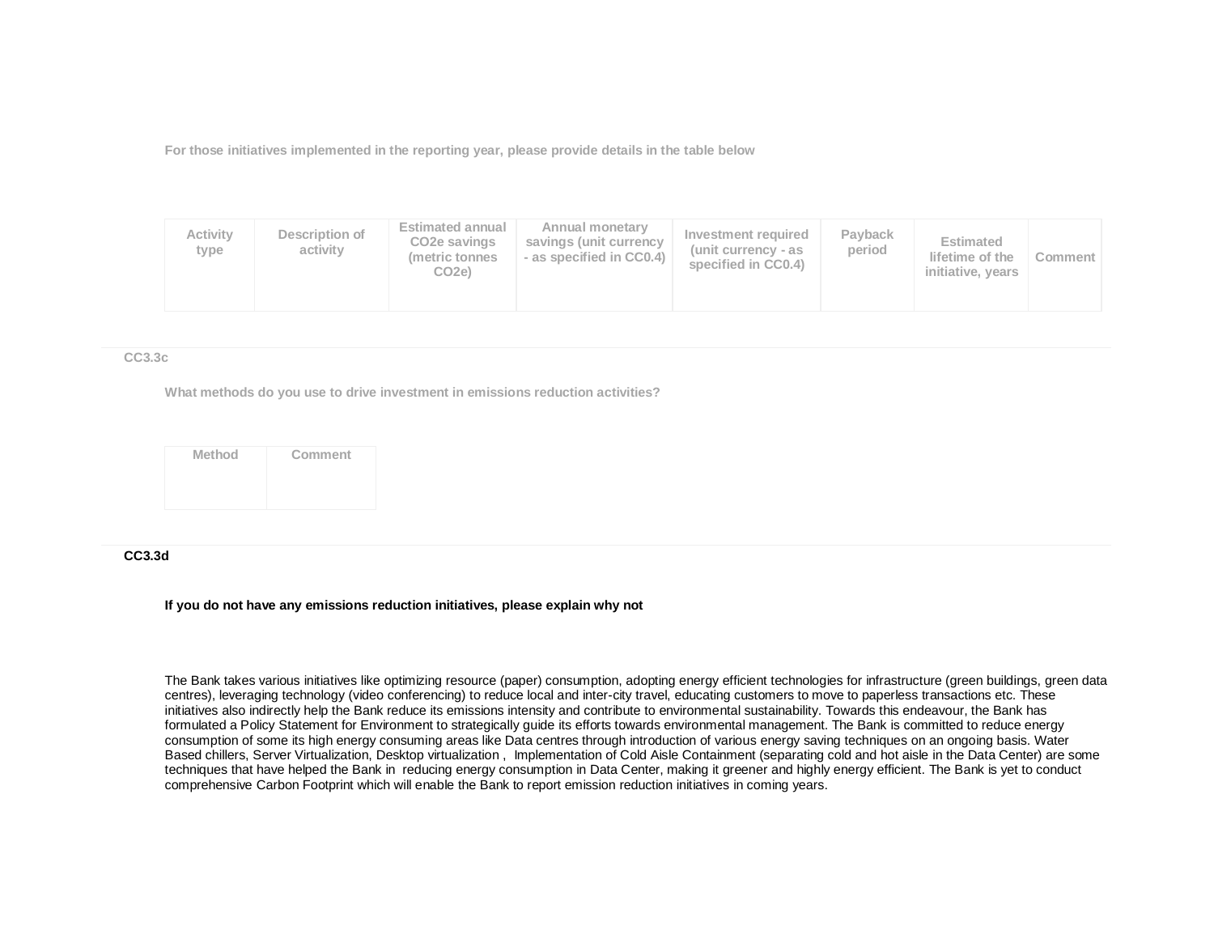For those initiatives implemented in the reporting year, please provide details in the table below

| Activity type | Description of activity | Estimated annual $CO_2e$ savings (metric tonnes $CO_2e$) | Annual monetary savings (unit currency - as specified in CC0.4) | Investment required (unit currency - as specified in CC0.4) | Payback period | Estimated lifetime of the initiative, years | Comment |
|---|---|---|---|---|---|---|---|
| | | | | | | | |

### CC3.3c

What methods do you use to drive investment in emissions reduction activities?

| Method | Comment |
|---|---|
| | |

### CC3.3d

**If you do not have any emissions reduction initiatives, please explain why not**

The Bank takes various initiatives like optimizing resource (paper) consumption, adopting energy efficient technologies for infrastructure (green buildings, green data centres), leveraging technology (video conferencing) to reduce local and inter-city travel, educating customers to move to paperless transactions etc. These initiatives also indirectly help the Bank reduce its emissions intensity and contribute to environmental sustainability. Towards this endeavour, the Bank has formulated a Policy Statement for Environment to strategically guide its efforts towards environmental management. The Bank is committed to reduce energy consumption of some its high energy consuming areas like Data centres through introduction of various energy saving techniques on an ongoing basis. Water Based chillers, Server Virtualization, Desktop virtualization , Implementation of Cold Aisle Containment (separating cold and hot aisle in the Data Center) are some techniques that have helped the Bank in reducing energy consumption in Data Center, making it greener and highly energy efficient. The Bank is yet to conduct comprehensive Carbon Footprint which will enable the Bank to report emission reduction initiatives in coming years.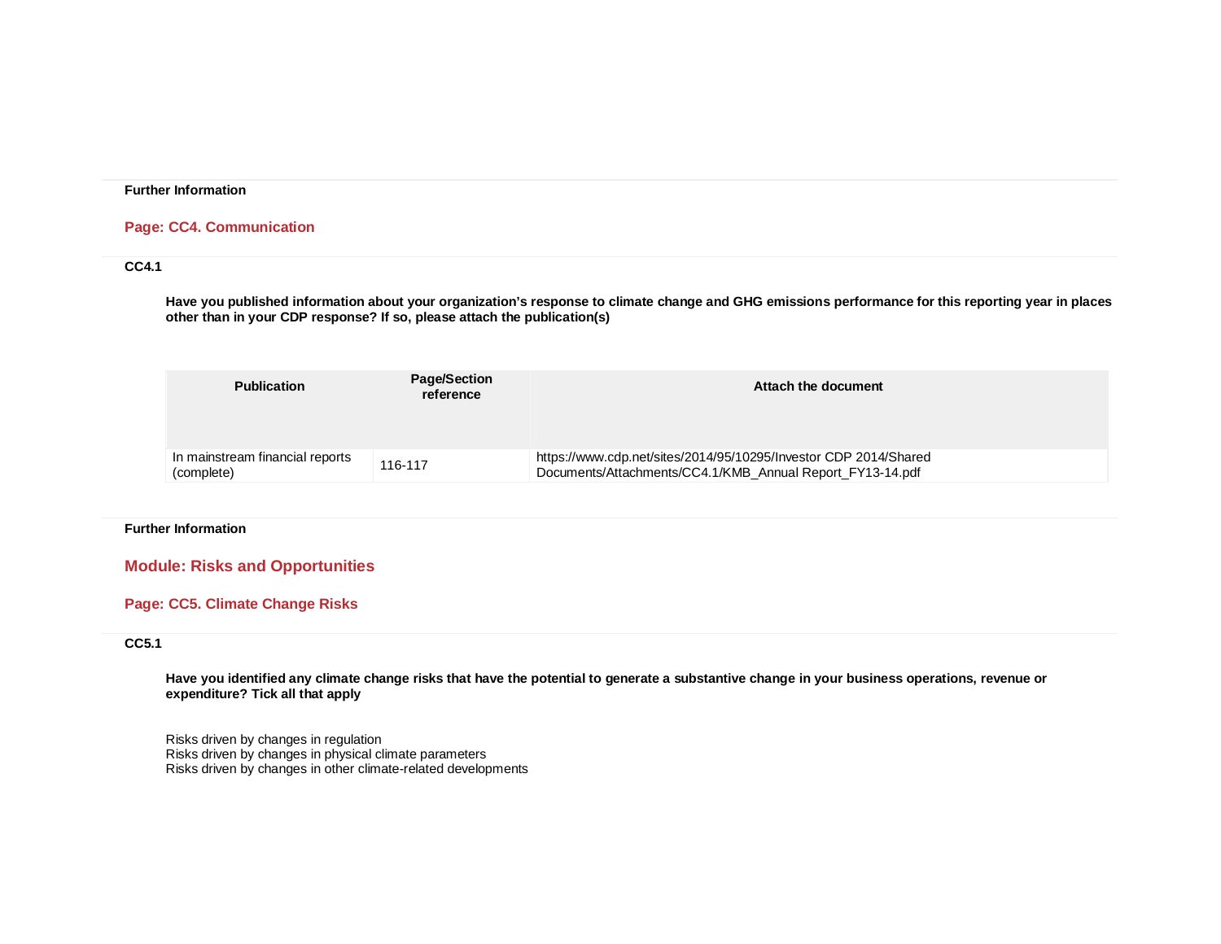**Further Information**

## Page: CC4. Communication

**CC4.1**

**Have you published information about your organization's response to climate change and GHG emissions performance for this reporting year in places other than in your CDP response? If so, please attach the publication(s)**

| Publication | Page/Section reference | Attach the document |
|---|---|---|
| In mainstream financial reports (complete) | 116-117 | https://www.cdp.net/sites/2014/95/10295/Investor CDP 2014/Shared Documents/Attachments/CC4.1/KMB_Annual Report_FY13-14.pdf |

**Further Information**

# Module: Risks and Opportunities

## Page: CC5. Climate Change Risks

**CC5.1**

**Have you identified any climate change risks that have the potential to generate a substantive change in your business operations, revenue or expenditure? Tick all that apply**

Risks driven by changes in regulation
Risks driven by changes in physical climate parameters
Risks driven by changes in other climate-related developments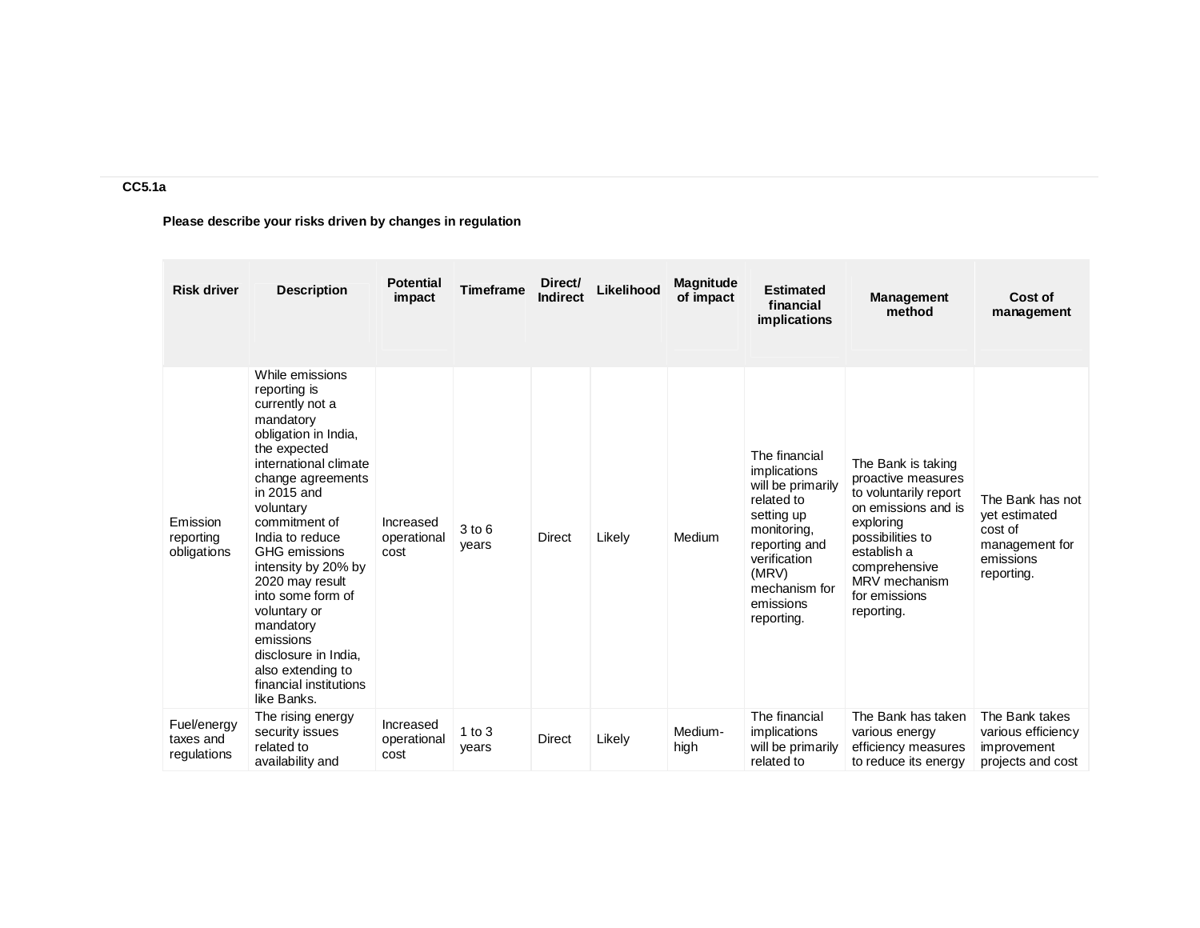**CC5.1a**

**Please describe your risks driven by changes in regulation**

| Risk driver | Description | Potential impact | Timeframe | Direct/ Indirect | Likelihood | Magnitude of impact | Estimated financial implications | Management method | Cost of management |
|---|---|---|---|---|---|---|---|---|---|
| Emission reporting obligations | While emissions reporting is currently not a mandatory obligation in India, the expected international climate change agreements in 2015 and voluntary commitment of India to reduce GHG emissions intensity by 20% by 2020 may result into some form of voluntary or mandatory emissions disclosure in India, also extending to financial institutions like Banks. | Increased operational cost | 3 to 6 years | Direct | Likely | Medium | The financial implications will be primarily related to setting up monitoring, reporting and verification (MRV) mechanism for emissions reporting. | The Bank is taking proactive measures to voluntarily report on emissions and is exploring possibilities to establish a comprehensive MRV mechanism for emissions reporting. | The Bank has not yet estimated cost of management for emissions reporting. |
| Fuel/energy taxes and regulations | The rising energy security issues related to availability and | Increased operational cost | 1 to 3 years | Direct | Likely | Medium-high | The financial implications will be primarily related to | The Bank has taken various energy efficiency measures to reduce its energy | The Bank takes various efficiency improvement projects and cost |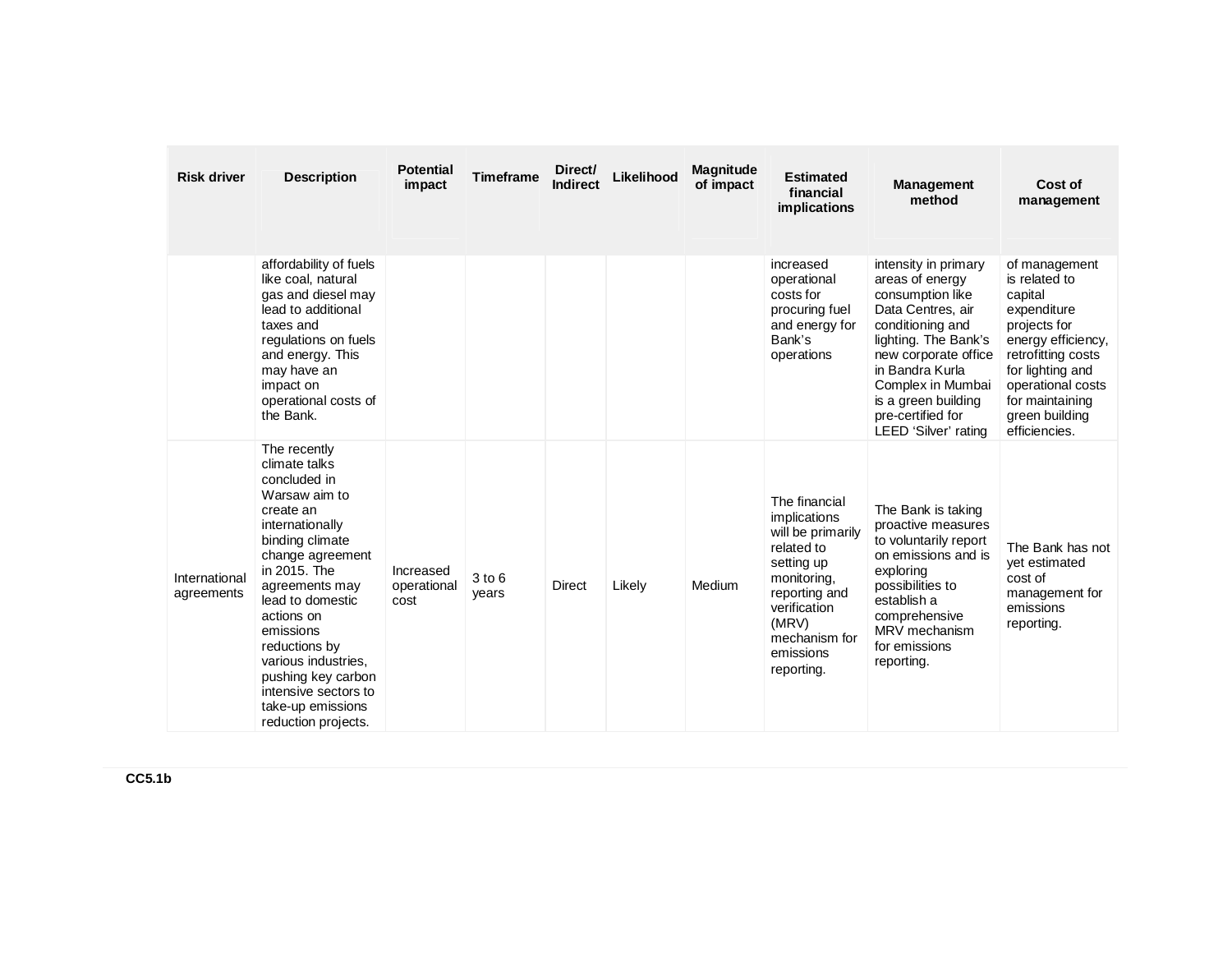| Risk driver | Description | Potential impact | Timeframe | Direct/ Indirect | Likelihood | Magnitude of impact | Estimated financial implications | Management method | Cost of management |
| --- | --- | --- | --- | --- | --- | --- | --- | --- | --- |
| | affordability of fuels like coal, natural gas and diesel may lead to additional taxes and regulations on fuels and energy. This may have an impact on operational costs of the Bank. | | | | | | increased operational costs for procuring fuel and energy for Bank's operations | intensity in primary areas of energy consumption like Data Centres, air conditioning and lighting. The Bank's new corporate office in Bandra Kurla Complex in Mumbai is a green building pre-certified for LEED 'Silver' rating | of management is related to capital expenditure projects for energy efficiency, retrofitting costs for lighting and operational costs for maintaining green building efficiencies. |
| International agreements | The recently climate talks concluded in Warsaw aim to create an internationally binding climate change agreement in 2015. The agreements may lead to domestic actions on emissions reductions by various industries, pushing key carbon intensive sectors to take-up emissions reduction projects. | Increased operational cost | 3 to 6 years | Direct | Likely | Medium | The financial implications will be primarily related to setting up monitoring, reporting and verification (MRV) mechanism for emissions reporting. | The Bank is taking proactive measures to voluntarily report on emissions and is exploring possibilities to establish a comprehensive MRV mechanism for emissions reporting. | The Bank has not yet estimated cost of management for emissions reporting. |

**CC5.1b**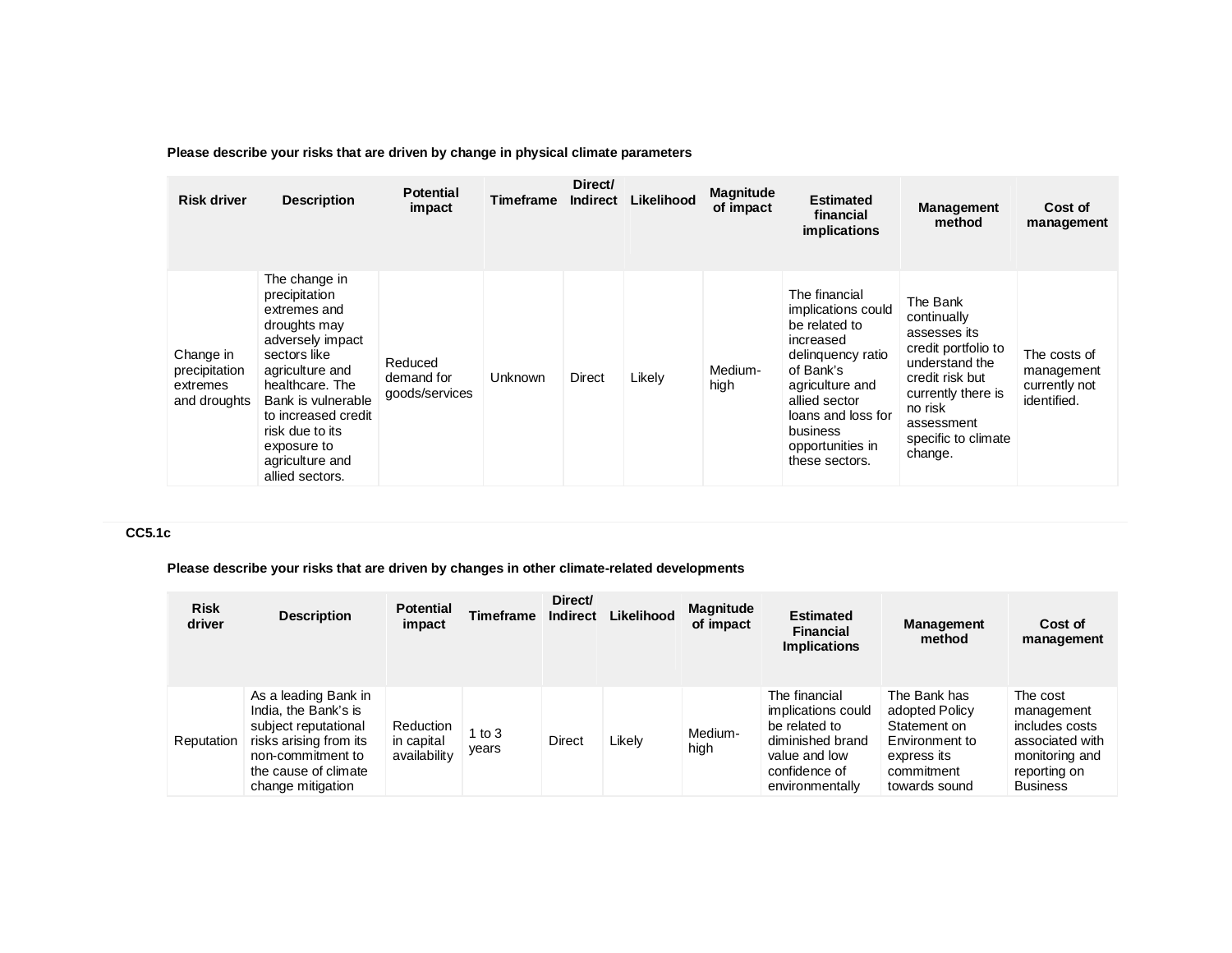**Please describe your risks that are driven by change in physical climate parameters**

| Risk driver | Description | Potential impact | Timeframe | Direct/ Indirect | Likelihood | Magnitude of impact | Estimated financial implications | Management method | Cost of management |
|---|---|---|---|---|---|---|---|---|---|
| Change in precipitation extremes and droughts | The change in precipitation extremes and droughts may adversely impact sectors like agriculture and healthcare. The Bank is vulnerable to increased credit risk due to its exposure to agriculture and allied sectors. | Reduced demand for goods/services | Unknown | Direct | Likely | Medium-high | The financial implications could be related to increased delinquency ratio of Bank's agriculture and allied sector loans and loss for business opportunities in these sectors. | The Bank continually assesses its credit portfolio to understand the credit risk but currently there is no risk assessment specific to climate change. | The costs of management currently not identified. |

**CC5.1c**

**Please describe your risks that are driven by changes in other climate-related developments**

| Risk driver | Description | Potential impact | Timeframe | Direct/ Indirect | Likelihood | Magnitude of impact | Estimated Financial Implications | Management method | Cost of management |
|---|---|---|---|---|---|---|---|---|---|
| Reputation | As a leading Bank in India, the Bank's is subject reputational risks arising from its non-commitment to the cause of climate change mitigation | Reduction in capital availability | 1 to 3 years | Direct | Likely | Medium-high | The financial implications could be related to diminished brand value and low confidence of environmentally | The Bank has adopted Policy Statement on Environment to express its commitment towards sound | The cost management includes costs associated with monitoring and reporting on Business |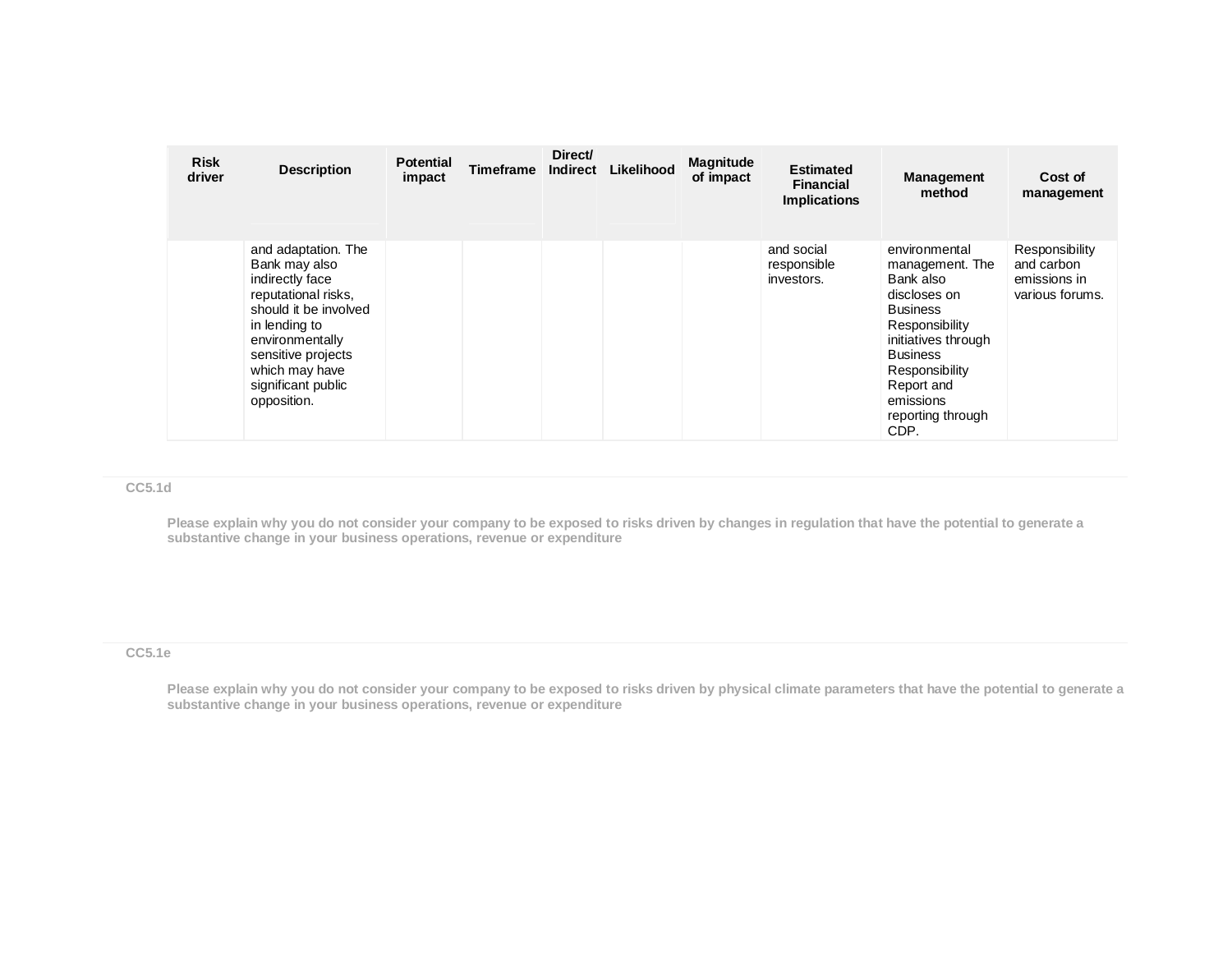| Risk driver | Description | Potential impact | Timeframe | Direct/ Indirect | Likelihood | Magnitude of impact | Estimated Financial Implications | Management method | Cost of management |
|---|---|---|---|---|---|---|---|---|---|
| | and adaptation. The Bank may also indirectly face reputational risks, should it be involved in lending to environmentally sensitive projects which may have significant public opposition. | | | | | | and social responsible investors. | environmental management. The Bank also discloses on Business Responsibility initiatives through Business Responsibility Report and emissions reporting through CDP. | Responsibility and carbon emissions in various forums. |

### CC5.1d

**Please explain why you do not consider your company to be exposed to risks driven by changes in regulation that have the potential to generate a substantive change in your business operations, revenue or expenditure**

### CC5.1e

**Please explain why you do not consider your company to be exposed to risks driven by physical climate parameters that have the potential to generate a substantive change in your business operations, revenue or expenditure**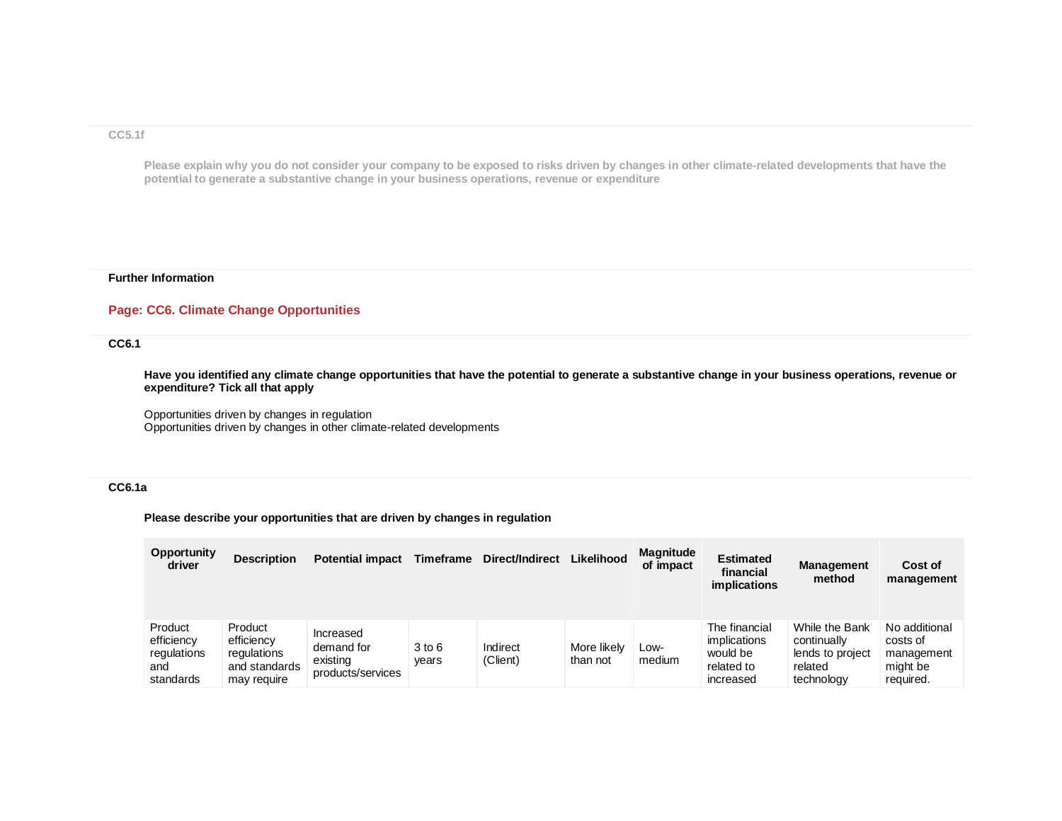CC5.1f

**Please explain why you do not consider your company to be exposed to risks driven by changes in other climate-related developments that have the potential to generate a substantive change in your business operations, revenue or expenditure**

**Further Information**

## Page: CC6. Climate Change Opportunities

**CC6.1**

**Have you identified any climate change opportunities that have the potential to generate a substantive change in your business operations, revenue or expenditure? Tick all that apply**

Opportunities driven by changes in regulation
Opportunities driven by changes in other climate-related developments

**CC6.1a**

**Please describe your opportunities that are driven by changes in regulation**

| Opportunity driver | Description | Potential impact | Timeframe | Direct/Indirect | Likelihood | Magnitude of impact | Estimated financial implications | Management method | Cost of management |
|---|---|---|---|---|---|---|---|---|---|
| Product efficiency regulations and standards | Product efficiency regulations and standards may require | Increased demand for existing products/services | 3 to 6 years | Indirect (Client) | More likely than not | Low-medium | The financial implications would be related to increased | While the Bank continually lends to project related technology | No additional costs of management might be required. |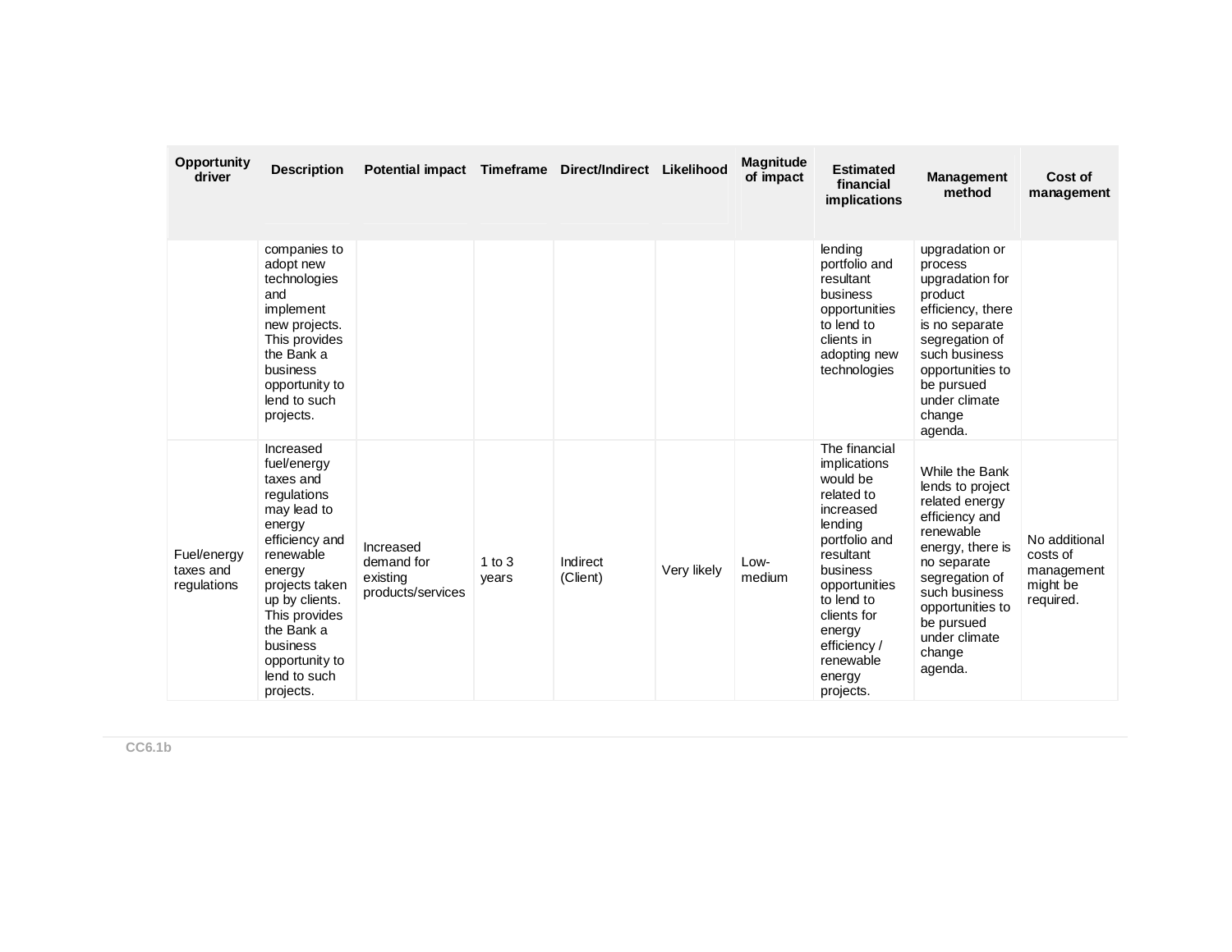| Opportunity driver | Description | Potential impact | Timeframe | Direct/Indirect | Likelihood | Magnitude of impact | Estimated financial implications | Management method | Cost of management |
|---|---|---|---|---|---|---|---|---|---|
| | companies to adopt new technologies and implement new projects. This provides the Bank a business opportunity to lend to such projects. | | | | | | lending portfolio and resultant business opportunities to lend to clients in adopting new technologies | upgradation or process upgradation for product efficiency, there is no separate segregation of such business opportunities to be pursued under climate change agenda. | |
| Fuel/energy taxes and regulations | Increased fuel/energy taxes and regulations may lead to energy efficiency and renewable energy projects taken up by clients. This provides the Bank a business opportunity to lend to such projects. | Increased demand for existing products/services | 1 to 3 years | Indirect (Client) | Very likely | Low-medium | The financial implications would be related to increased lending portfolio and resultant business opportunities to lend to clients for energy efficiency / renewable energy projects. | While the Bank lends to project related energy efficiency and renewable energy, there is no separate segregation of such business opportunities to be pursued under climate change agenda. | No additional costs of management might be required. |

CC6.1b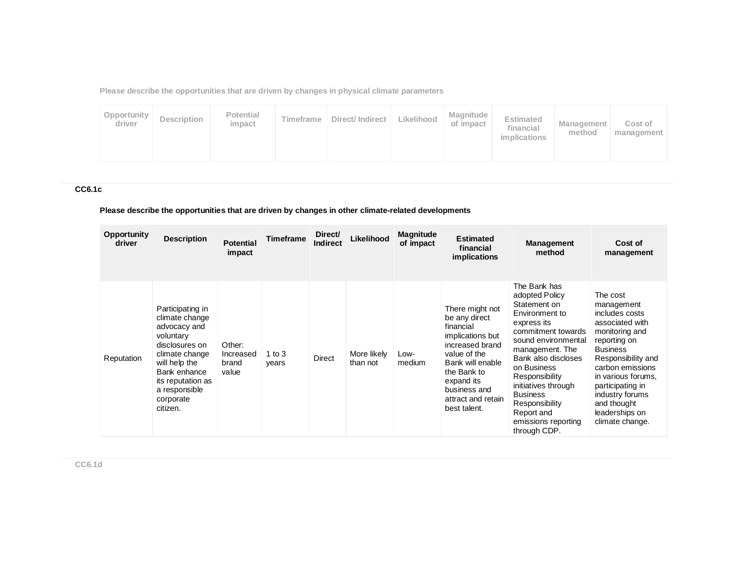Please describe the opportunities that are driven by changes in physical climate parameters

| Opportunity driver | Description | Potential impact | Timeframe | Direct/ Indirect | Likelihood | Magnitude of impact | Estimated financial implications | Management method | Cost of management |
|---|---|---|---|---|---|---|---|---|---|

## CC6.1c

**Please describe the opportunities that are driven by changes in other climate-related developments**

| Opportunity driver | Description | Potential impact | Timeframe | Direct/ Indirect | Likelihood | Magnitude of impact | Estimated financial implications | Management method | Cost of management |
|---|---|---|---|---|---|---|---|---|---|
| Reputation | Participating in climate change advocacy and voluntary disclosures on climate change will help the Bank enhance its reputation as a responsible corporate citizen. | Other: Increased brand value | 1 to 3 years | Direct | More likely than not | Low-medium | There might not be any direct financial implications but increased brand value of the Bank will enable the Bank to expand its business and attract and retain best talent. | The Bank has adopted Policy Statement on Environment to express its commitment towards sound environmental management. The Bank also discloses on Business Responsibility initiatives through Business Responsibility Report and emissions reporting through CDP. | The cost management includes costs associated with monitoring and reporting on Business Responsibility and carbon emissions in various forums, participating in industry forums and thought leaderships on climate change. |

## CC6.1d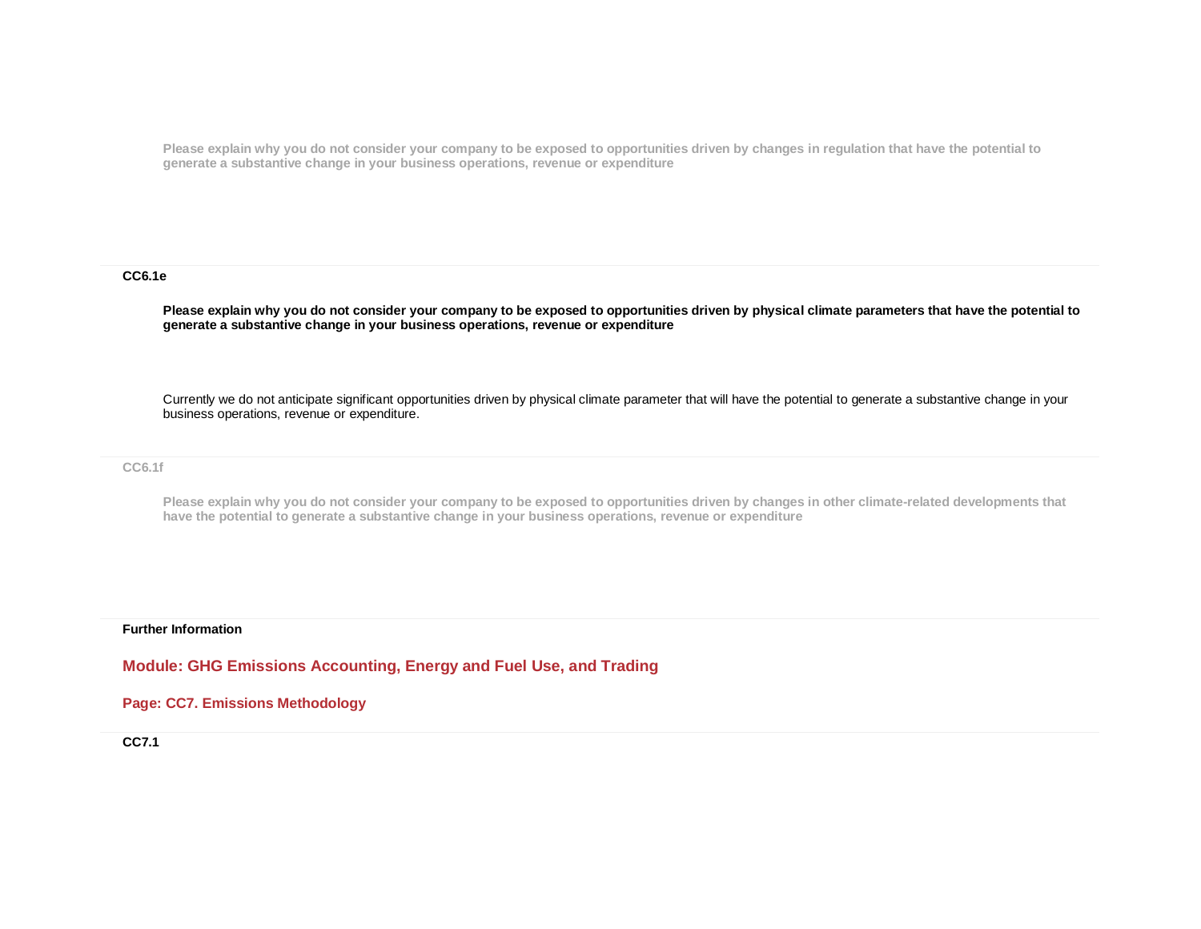**Please explain why you do not consider your company to be exposed to opportunities driven by changes in regulation that have the potential to generate a substantive change in your business operations, revenue or expenditure**

**CC6.1e**

**Please explain why you do not consider your company to be exposed to opportunities driven by physical climate parameters that have the potential to generate a substantive change in your business operations, revenue or expenditure**

Currently we do not anticipate significant opportunities driven by physical climate parameter that will have the potential to generate a substantive change in your business operations, revenue or expenditure.

**CC6.1f**

**Please explain why you do not consider your company to be exposed to opportunities driven by changes in other climate-related developments that have the potential to generate a substantive change in your business operations, revenue or expenditure**

**Further Information**

## Module: GHG Emissions Accounting, Energy and Fuel Use, and Trading

### Page: CC7. Emissions Methodology

**CC7.1**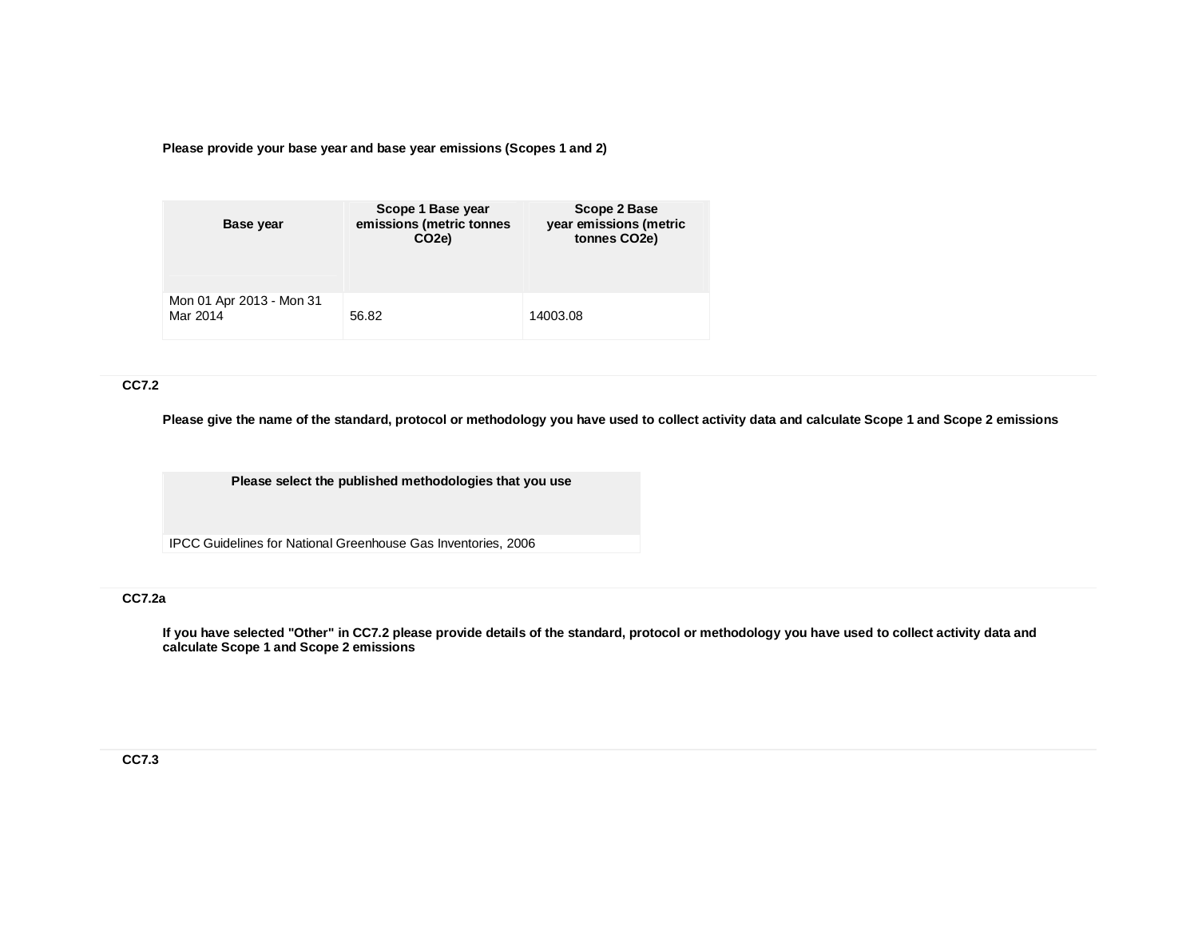**Please provide your base year and base year emissions (Scopes 1 and 2)**

| Base year | Scope 1 Base year emissions (metric tonnes CO2e) | Scope 2 Base year emissions (metric tonnes CO2e) |
|---|---|---|
| Mon 01 Apr 2013 - Mon 31 Mar 2014 | 56.82 | 14003.08 |

### CC7.2

**Please give the name of the standard, protocol or methodology you have used to collect activity data and calculate Scope 1 and Scope 2 emissions**

| Please select the published methodologies that you use |
|---|
| IPCC Guidelines for National Greenhouse Gas Inventories, 2006 |

### CC7.2a

**If you have selected "Other" in CC7.2 please provide details of the standard, protocol or methodology you have used to collect activity data and calculate Scope 1 and Scope 2 emissions**

### CC7.3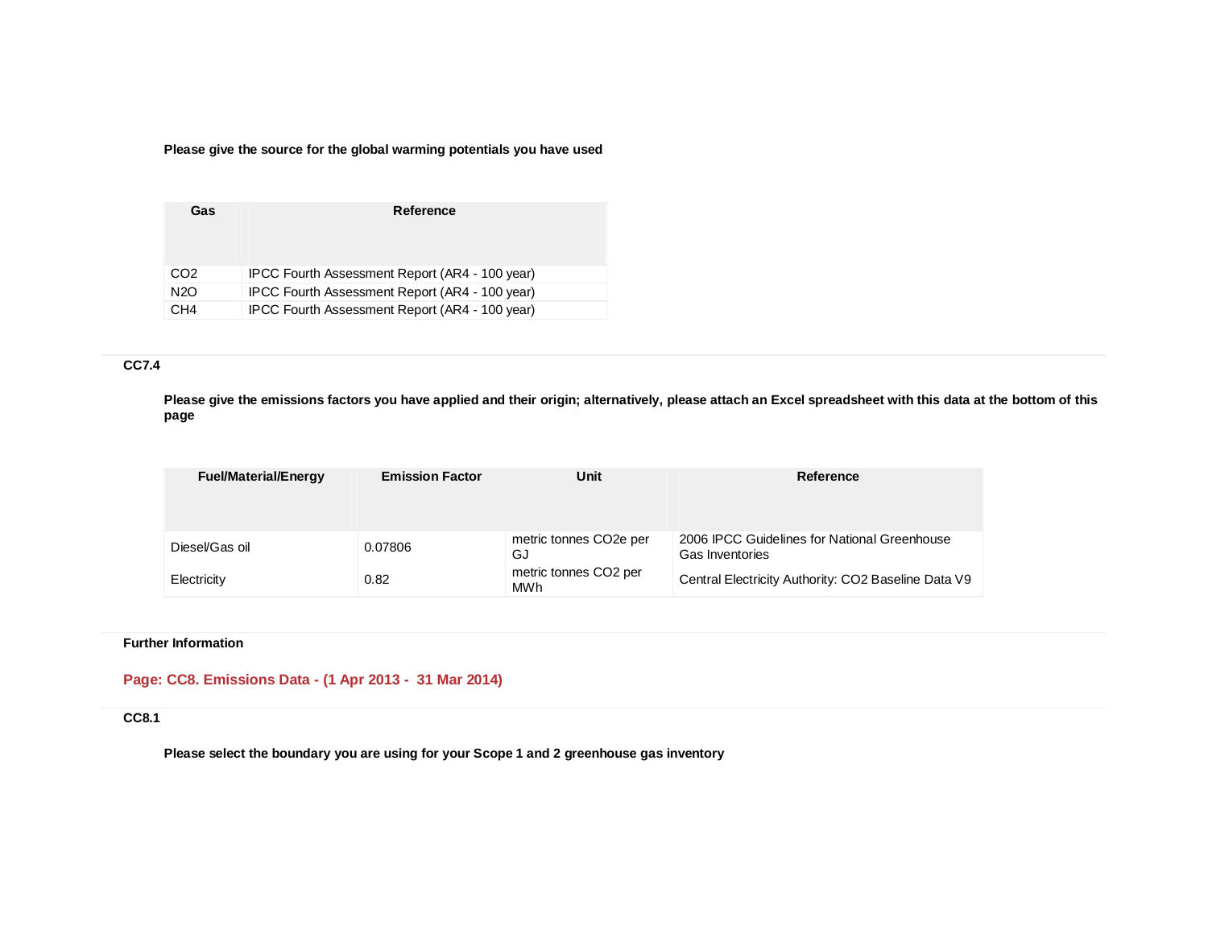**Please give the source for the global warming potentials you have used**

| Gas | Reference |
|---|---|
| $CO_2$ | IPCC Fourth Assessment Report (AR4 - 100 year) |
| $N_2O$ | IPCC Fourth Assessment Report (AR4 - 100 year) |
| $CH_4$ | IPCC Fourth Assessment Report (AR4 - 100 year) |

### CC7.4

**Please give the emissions factors you have applied and their origin; alternatively, please attach an Excel spreadsheet with this data at the bottom of this page**

| Fuel/Material/Energy | Emission Factor | Unit | Reference |
|---|---|---|---|
| Diesel/Gas oil | 0.07806 | metric tonnes $CO_2e$ per GJ | 2006 IPCC Guidelines for National Greenhouse Gas Inventories |
| Electricity | 0.82 | metric tonnes $CO_2$ per MWh | Central Electricity Authority: $CO_2$ Baseline Data V9 |

### Further Information

## Page: CC8. Emissions Data - (1 Apr 2013 - 31 Mar 2014)

### CC8.1

**Please select the boundary you are using for your Scope 1 and 2 greenhouse gas inventory**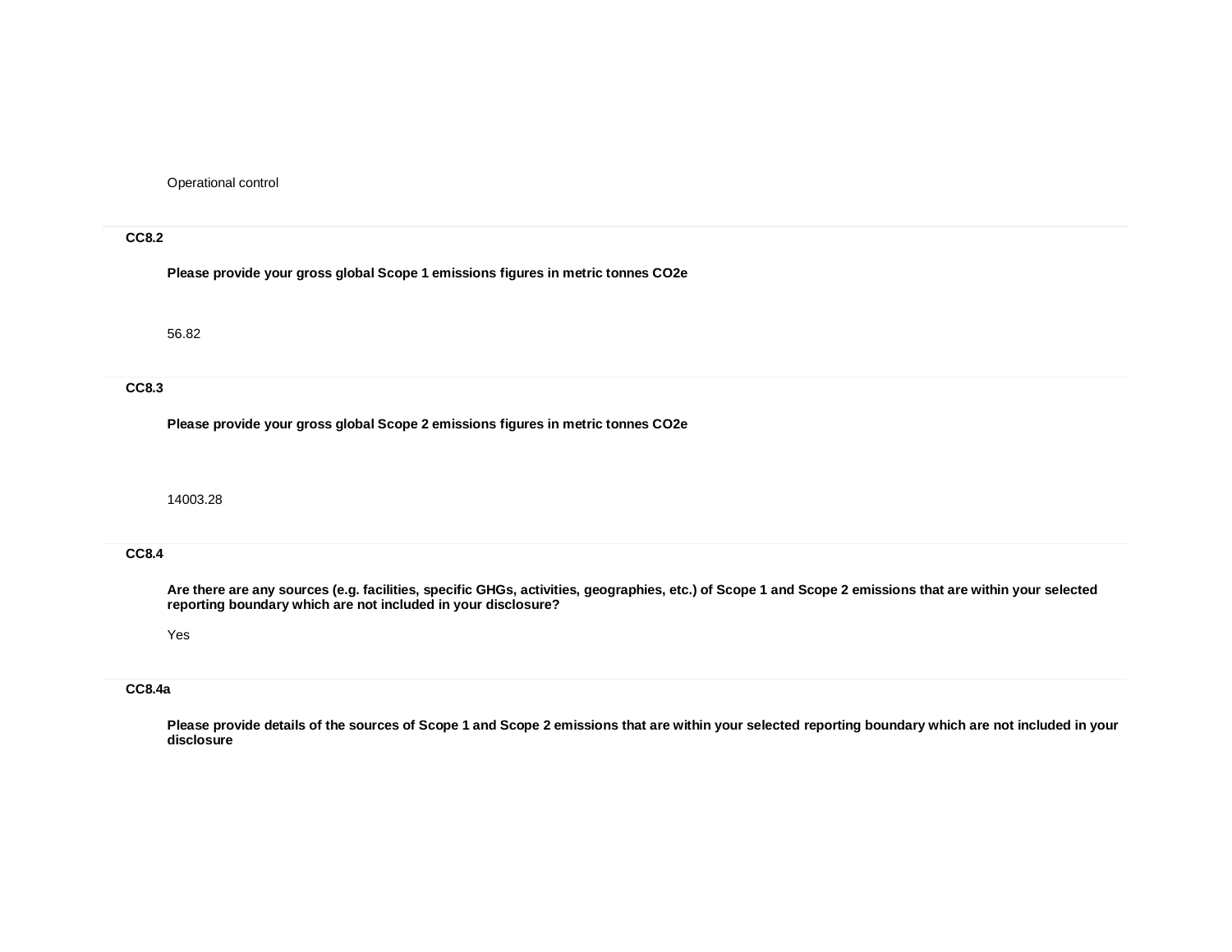Operational control

---

**CC8.2**

**Please provide your gross global Scope 1 emissions figures in metric tonnes CO2e**

56.82

---

**CC8.3**

**Please provide your gross global Scope 2 emissions figures in metric tonnes CO2e**

14003.28

---

**CC8.4**

**Are there are any sources (e.g. facilities, specific GHGs, activities, geographies, etc.) of Scope 1 and Scope 2 emissions that are within your selected reporting boundary which are not included in your disclosure?**

Yes

---

**CC8.4a**

**Please provide details of the sources of Scope 1 and Scope 2 emissions that are within your selected reporting boundary which are not included in your disclosure**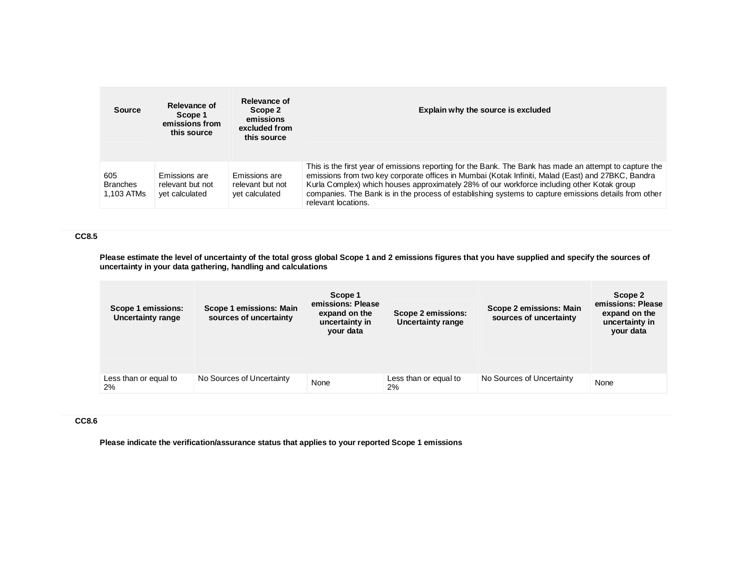| Source | Relevance of Scope 1 emissions from this source | Relevance of Scope 2 emissions excluded from this source | Explain why the source is excluded |
|---|---|---|---|
| 605 Branches 1,103 ATMs | Emissions are relevant but not yet calculated | Emissions are relevant but not yet calculated | This is the first year of emissions reporting for the Bank. The Bank has made an attempt to capture the emissions from two key corporate offices in Mumbai (Kotak Infiniti, Malad (East) and 27BKC, Bandra Kurla Complex) which houses approximately 28% of our workforce including other Kotak group companies. The Bank is in the process of establishing systems to capture emissions details from other relevant locations. |

### CC8.5

**Please estimate the level of uncertainty of the total gross global Scope 1 and 2 emissions figures that you have supplied and specify the sources of uncertainty in your data gathering, handling and calculations**

| Scope 1 emissions: Uncertainty range | Scope 1 emissions: Main sources of uncertainty | Scope 1 emissions: Please expand on the uncertainty in your data | Scope 2 emissions: Uncertainty range | Scope 2 emissions: Main sources of uncertainty | Scope 2 emissions: Please expand on the uncertainty in your data |
|---|---|---|---|---|---|
| Less than or equal to 2% | No Sources of Uncertainty | None | Less than or equal to 2% | No Sources of Uncertainty | None |

### CC8.6

**Please indicate the verification/assurance status that applies to your reported Scope 1 emissions**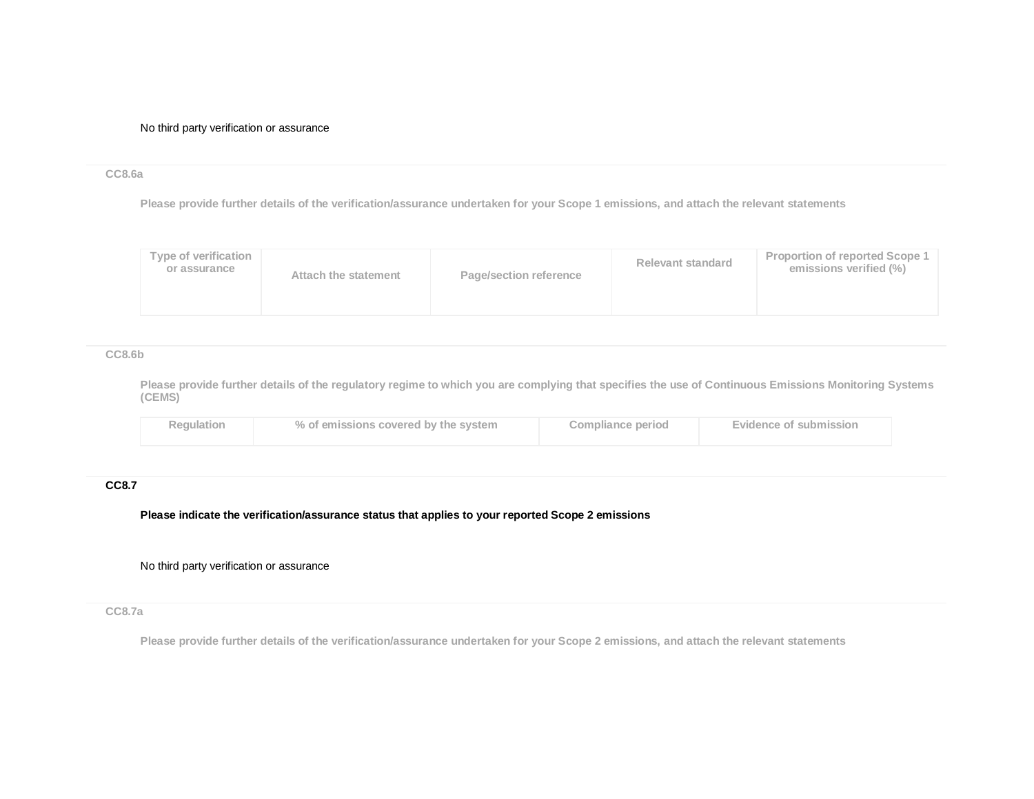No third party verification or assurance

### CC8.6a

**Please provide further details of the verification/assurance undertaken for your Scope 1 emissions, and attach the relevant statements**

| Type of verification or assurance | Attach the statement | Page/section reference | Relevant standard | Proportion of reported Scope 1 emissions verified (%) |
|---|---|---|---|---|
| | | | | |

### CC8.6b

**Please provide further details of the regulatory regime to which you are complying that specifies the use of Continuous Emissions Monitoring Systems (CEMS)**

| Regulation | % of emissions covered by the system | Compliance period | Evidence of submission |
|---|---|---|---|
| | | | |

### CC8.7

**Please indicate the verification/assurance status that applies to your reported Scope 2 emissions**

No third party verification or assurance

### CC8.7a

**Please provide further details of the verification/assurance undertaken for your Scope 2 emissions, and attach the relevant statements**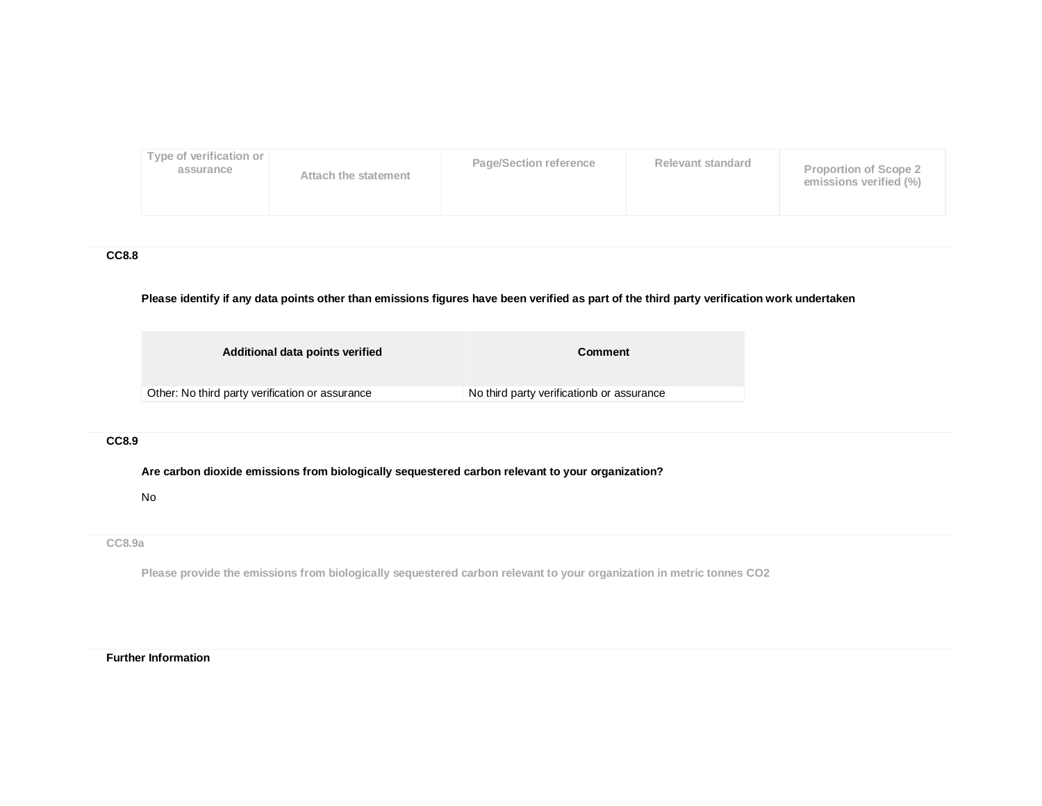| Type of verification or assurance | Attach the statement | Page/Section reference | Relevant standard | Proportion of Scope 2 emissions verified (%) |
|---|---|---|---|---|

### CC8.8

**Please identify if any data points other than emissions figures have been verified as part of the third party verification work undertaken**

| Additional data points verified | Comment |
|---|---|
| Other: No third party verification or assurance | No third party verificationb or assurance |

### CC8.9

**Are carbon dioxide emissions from biologically sequestered carbon relevant to your organization?**

No

### CC8.9a

**Please provide the emissions from biologically sequestered carbon relevant to your organization in metric tonnes CO2**

### Further Information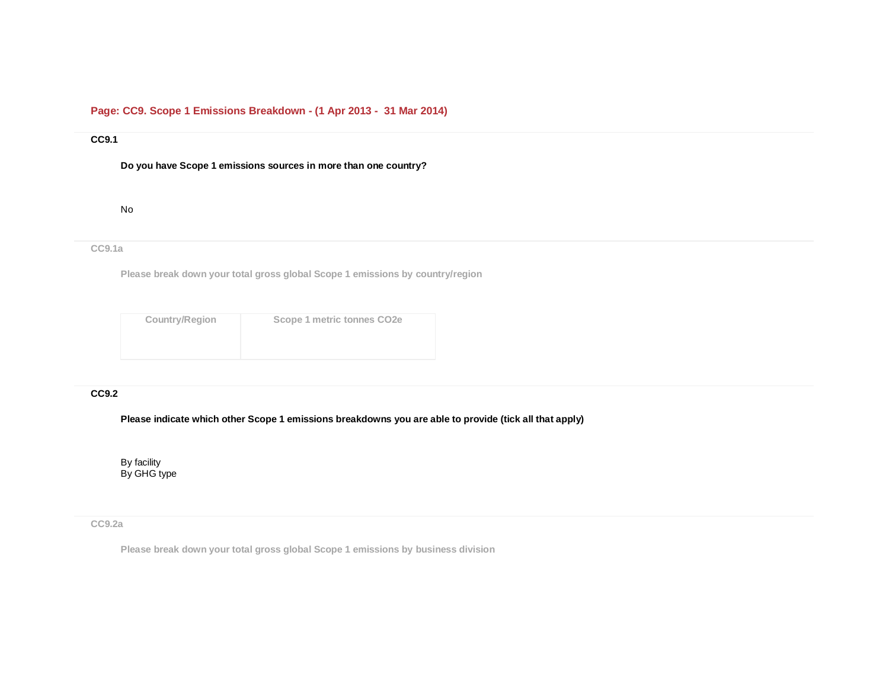## Page: CC9. Scope 1 Emissions Breakdown - (1 Apr 2013 - 31 Mar 2014)

**CC9.1**

**Do you have Scope 1 emissions sources in more than one country?**

No

**CC9.1a**

**Please break down your total gross global Scope 1 emissions by country/region**

| Country/Region | Scope 1 metric tonnes CO2e |
| --- | --- |
| | |

**CC9.2**

**Please indicate which other Scope 1 emissions breakdowns you are able to provide (tick all that apply)**

By facility
By GHG type

**CC9.2a**

**Please break down your total gross global Scope 1 emissions by business division**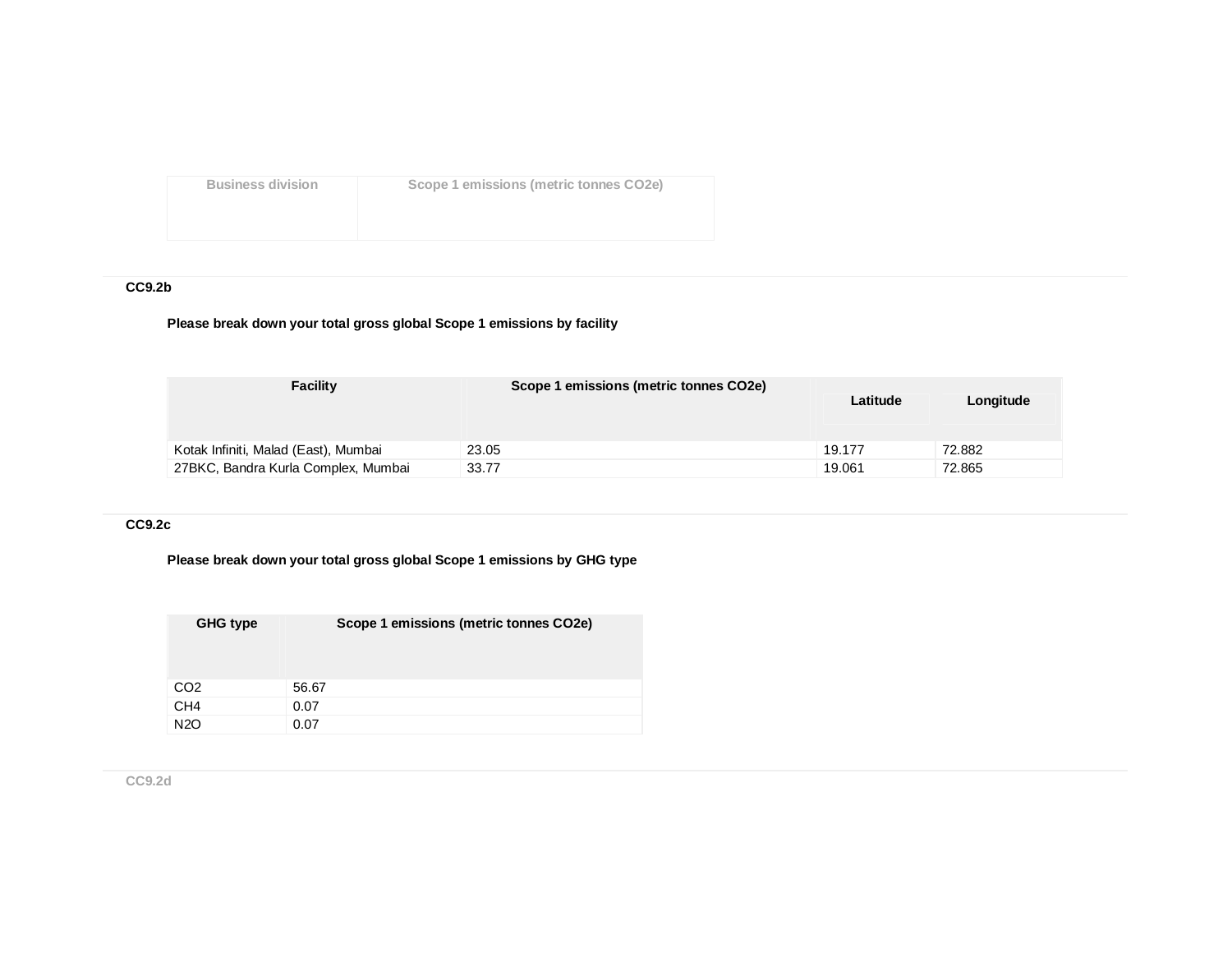| Business division | Scope 1 emissions (metric tonnes CO2e) |
|---|---|

### CC9.2b

**Please break down your total gross global Scope 1 emissions by facility**

| Facility | Scope 1 emissions (metric tonnes CO2e) | Latitude | Longitude |
|---|---|---|---|
| Kotak Infiniti, Malad (East), Mumbai | 23.05 | 19.177 | 72.882 |
| 27BKC, Bandra Kurla Complex, Mumbai | 33.77 | 19.061 | 72.865 |

### CC9.2c

**Please break down your total gross global Scope 1 emissions by GHG type**

| GHG type | Scope 1 emissions (metric tonnes CO2e) |
|---|---|
| $CO_2$ | 56.67 |
| $CH_4$ | 0.07 |
| $N_2O$ | 0.07 |

### CC9.2d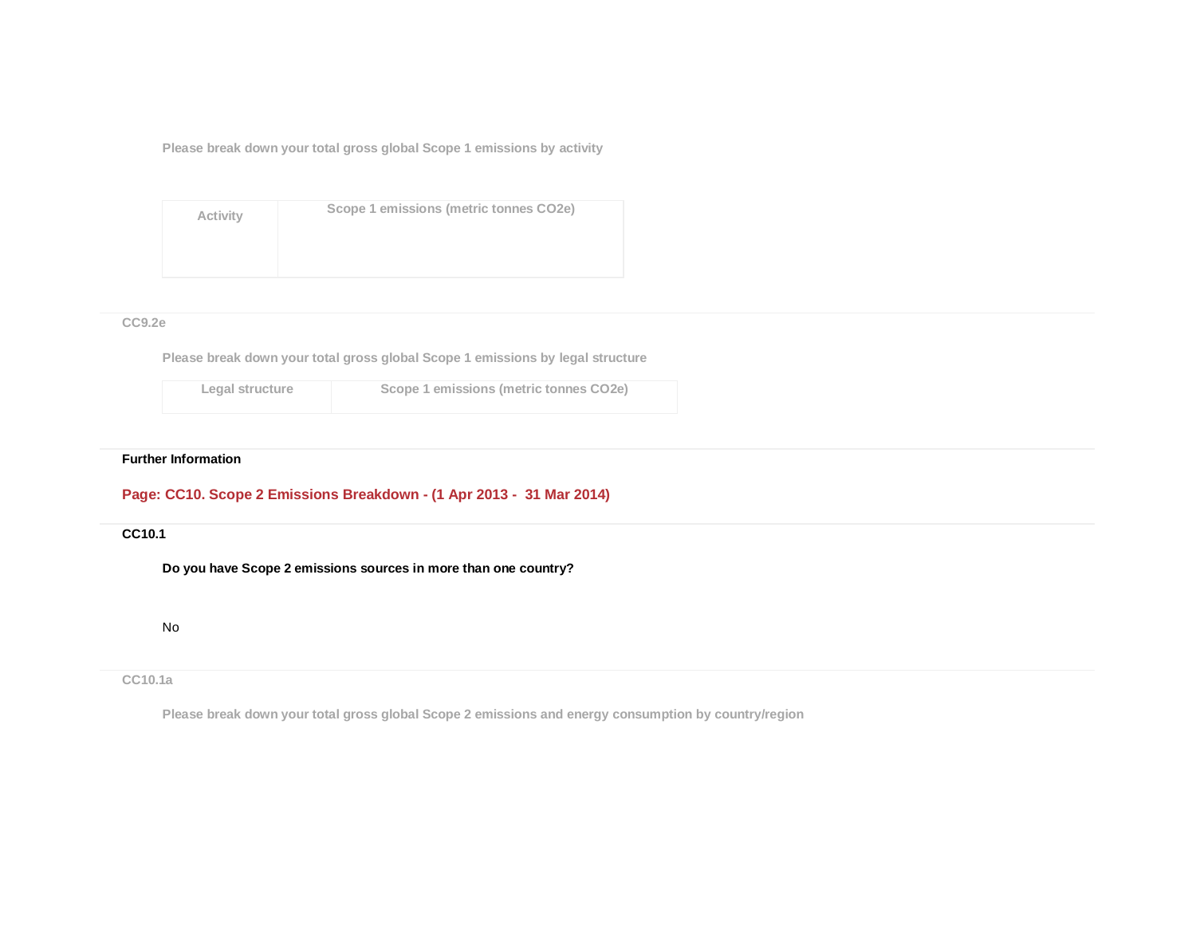Please break down your total gross global Scope 1 emissions by activity

| Activity | Scope 1 emissions (metric tonnes CO2e) |
|---|---|
| | |

### CC9.2e

Please break down your total gross global Scope 1 emissions by legal structure

| Legal structure | Scope 1 emissions (metric tonnes CO2e) |
|---|---|

**Further Information**

## Page: CC10. Scope 2 Emissions Breakdown - (1 Apr 2013 - 31 Mar 2014)

### CC10.1

**Do you have Scope 2 emissions sources in more than one country?**

No

### CC10.1a

Please break down your total gross global Scope 2 emissions and energy consumption by country/region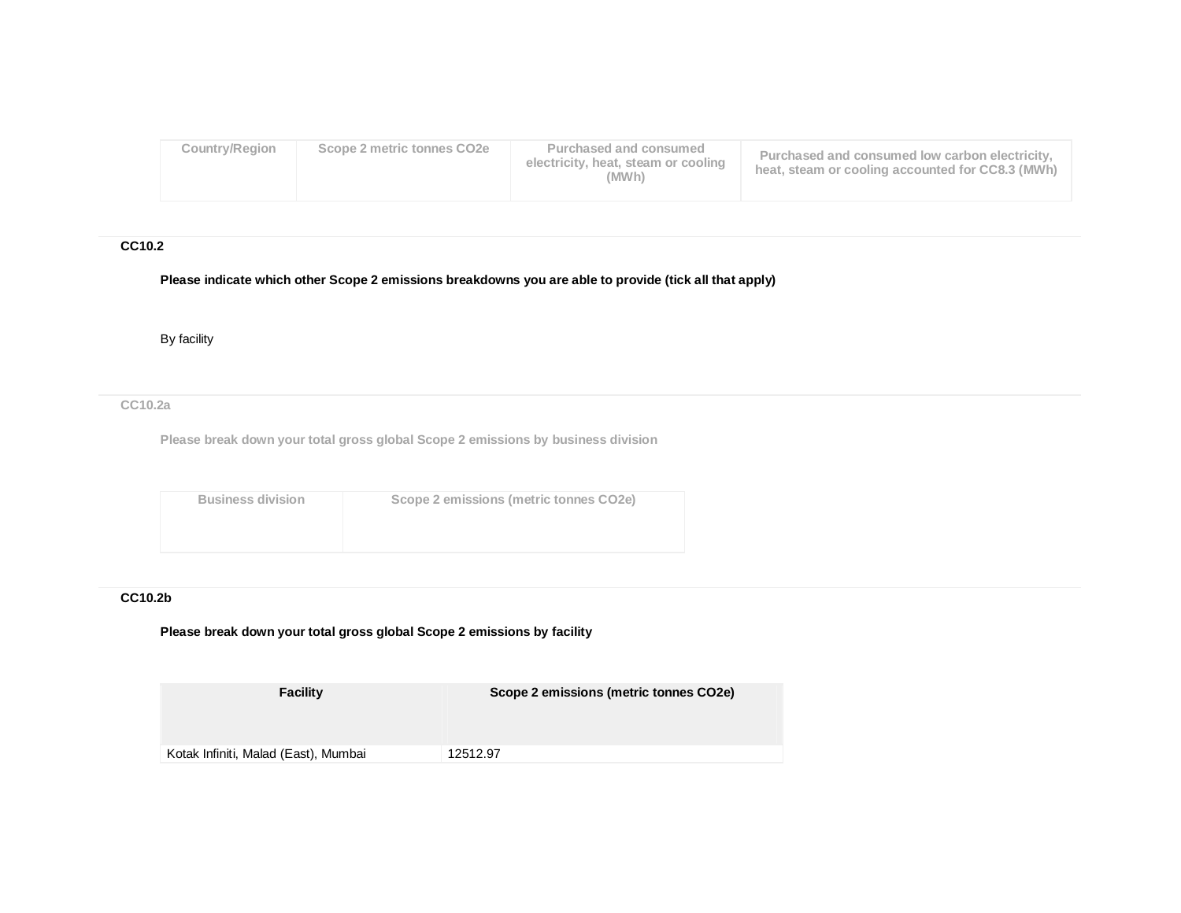| Country/Region | Scope 2 metric tonnes CO2e | Purchased and consumed electricity, heat, steam or cooling (MWh) | Purchased and consumed low carbon electricity, heat, steam or cooling accounted for CC8.3 (MWh) |
|---|---|---|---|
| | | | |

### CC10.2

**Please indicate which other Scope 2 emissions breakdowns you are able to provide (tick all that apply)**

By facility

### CC10.2a

**Please break down your total gross global Scope 2 emissions by business division**

| Business division | Scope 2 emissions (metric tonnes CO2e) |
|---|---|
| | |

### CC10.2b

**Please break down your total gross global Scope 2 emissions by facility**

| Facility | Scope 2 emissions (metric tonnes CO2e) |
|---|---|
| Kotak Infiniti, Malad (East), Mumbai | 12512.97 |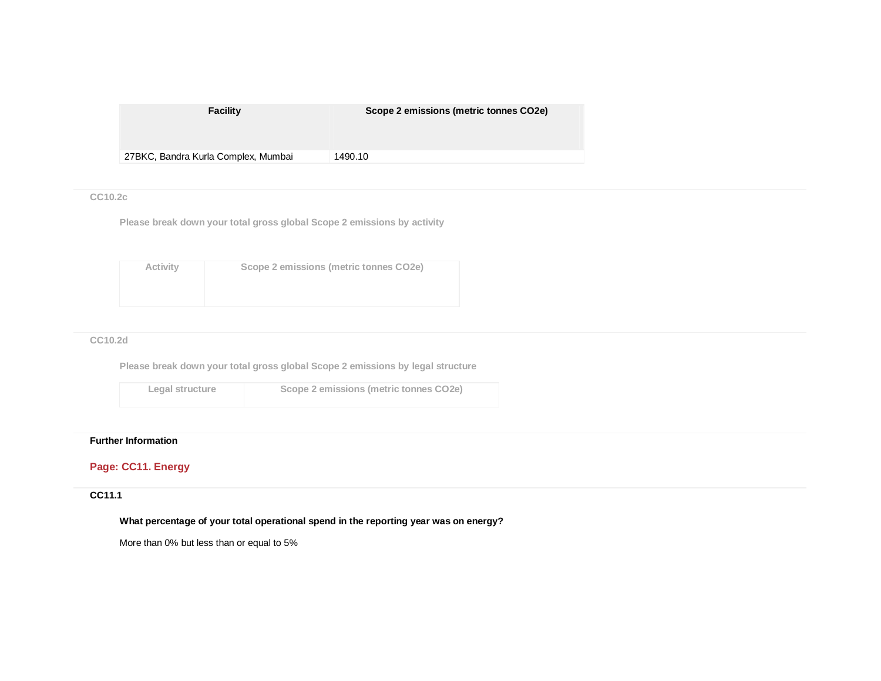| Facility | Scope 2 emissions (metric tonnes CO2e) |
|---|---|
| 27BKC, Bandra Kurla Complex, Mumbai | 1490.10 |

**CC10.2c**

**Please break down your total gross global Scope 2 emissions by activity**

| Activity | Scope 2 emissions (metric tonnes CO2e) |
|---|---|

**CC10.2d**

**Please break down your total gross global Scope 2 emissions by legal structure**

| Legal structure | Scope 2 emissions (metric tonnes CO2e) |
|---|---|

**Further Information**

## Page: CC11. Energy

**CC11.1**

**What percentage of your total operational spend in the reporting year was on energy?**

More than 0% but less than or equal to 5%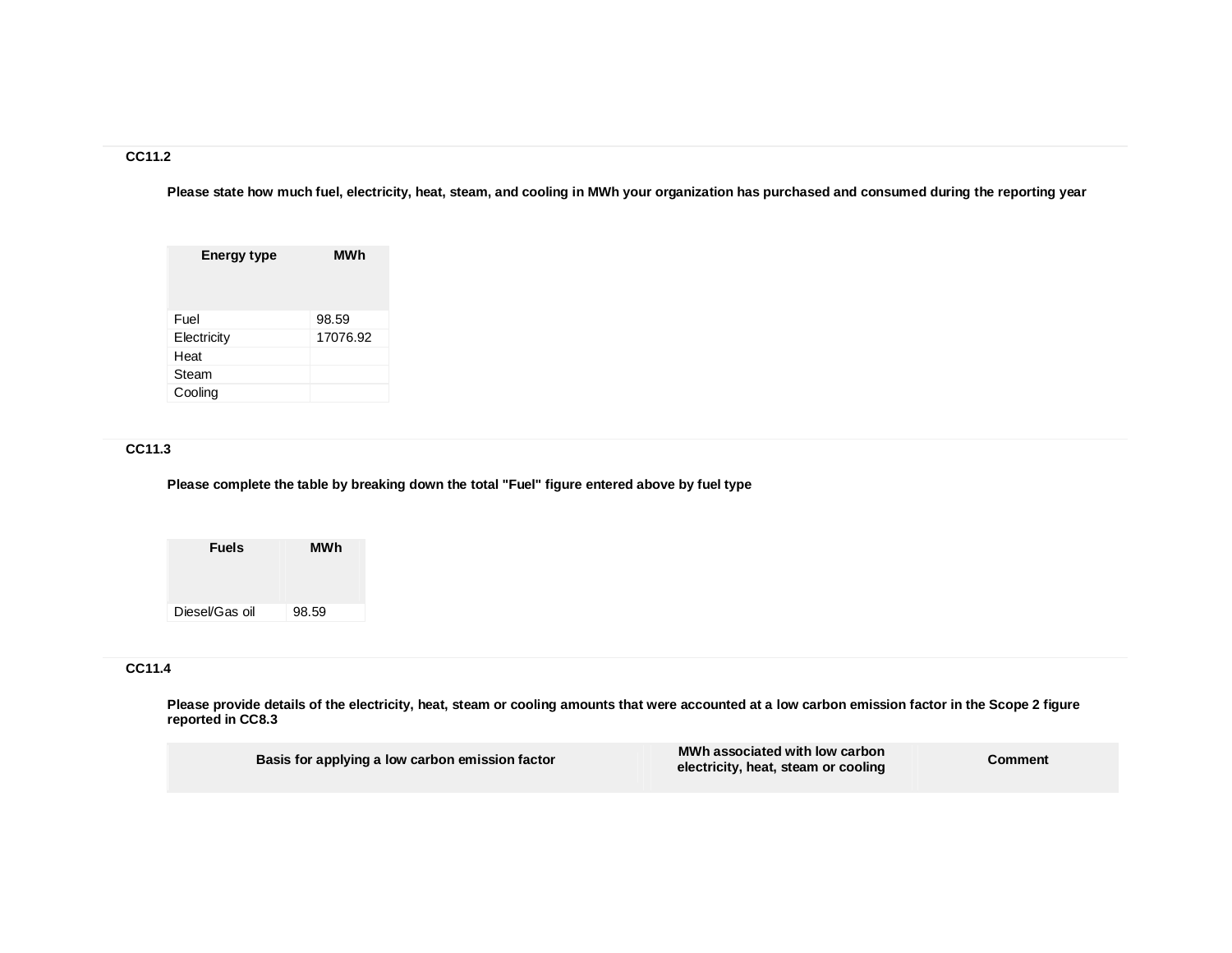### CC11.2

**Please state how much fuel, electricity, heat, steam, and cooling in MWh your organization has purchased and consumed during the reporting year**

| Energy type | MWh |
|---|---|
| Fuel | 98.59 |
| Electricity | 17076.92 |
| Heat | |
| Steam | |
| Cooling | |

### CC11.3

**Please complete the table by breaking down the total "Fuel" figure entered above by fuel type**

| Fuels | MWh |
|---|---|
| Diesel/Gas oil | 98.59 |

### CC11.4

**Please provide details of the electricity, heat, steam or cooling amounts that were accounted at a low carbon emission factor in the Scope 2 figure reported in CC8.3**

| Basis for applying a low carbon emission factor | MWh associated with low carbon electricity, heat, steam or cooling | Comment |
|---|---|---|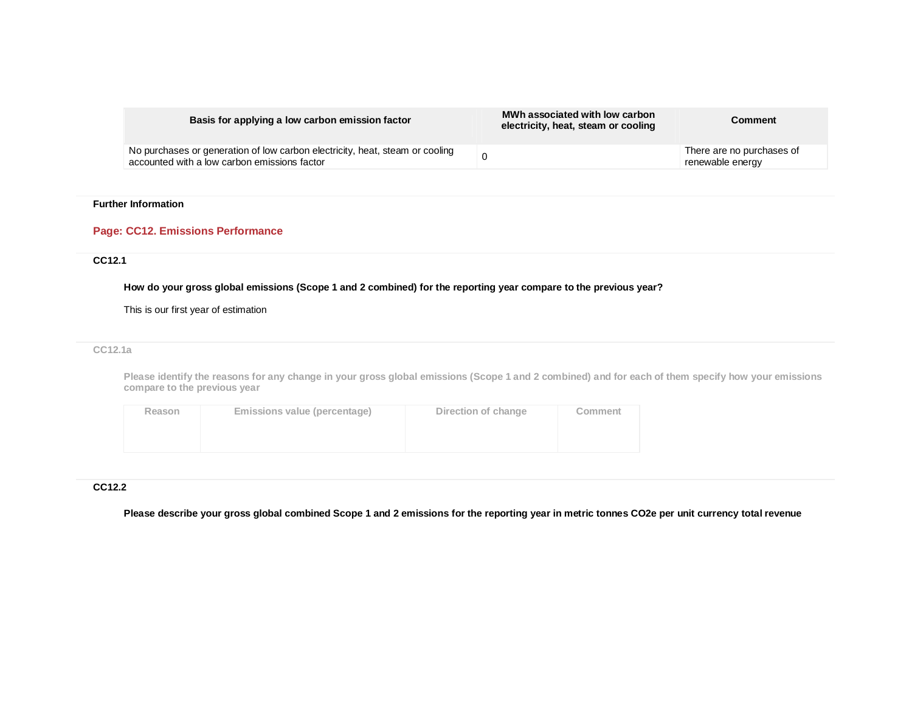| Basis for applying a low carbon emission factor | MWh associated with low carbon electricity, heat, steam or cooling | Comment |
|---|---|---|
| No purchases or generation of low carbon electricity, heat, steam or cooling accounted with a low carbon emissions factor | 0 | There are no purchases of renewable energy |

**Further Information**

## Page: CC12. Emissions Performance

**CC12.1**

**How do your gross global emissions (Scope 1 and 2 combined) for the reporting year compare to the previous year?**

This is our first year of estimation

**CC12.1a**

**Please identify the reasons for any change in your gross global emissions (Scope 1 and 2 combined) and for each of them specify how your emissions compare to the previous year**

| Reason | Emissions value (percentage) | Direction of change | Comment |
|---|---|---|---|
| | | | |

**CC12.2**

**Please describe your gross global combined Scope 1 and 2 emissions for the reporting year in metric tonnes CO2e per unit currency total revenue**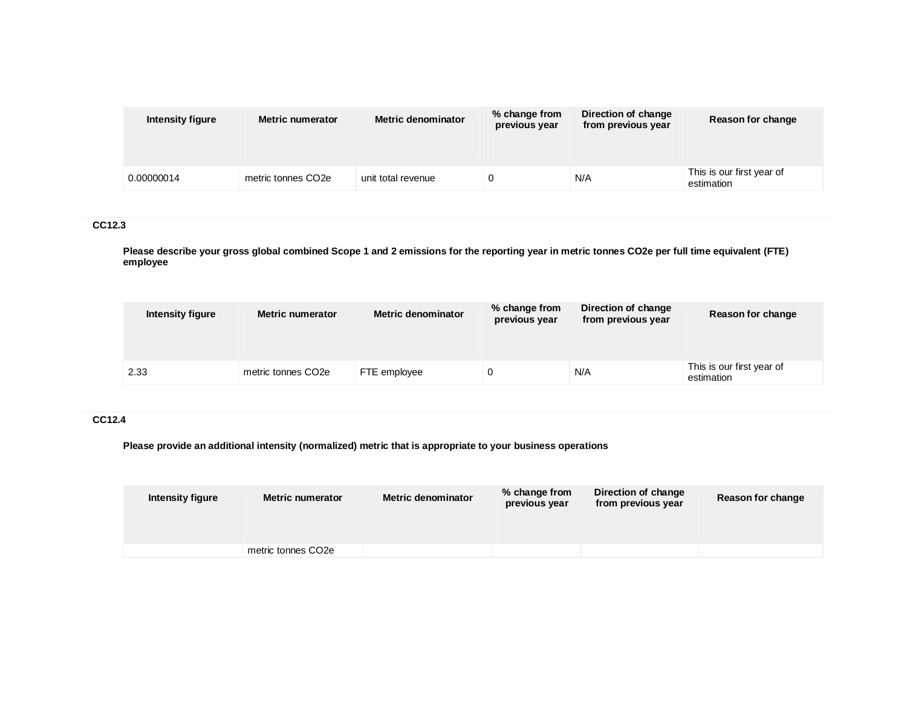| Intensity figure | Metric numerator | Metric denominator | % change from previous year | Direction of change from previous year | Reason for change |
|---|---|---|---|---|---|
| 0.00000014 | metric tonnes CO2e | unit total revenue | 0 | N/A | This is our first year of estimation |

### CC12.3

**Please describe your gross global combined Scope 1 and 2 emissions for the reporting year in metric tonnes CO2e per full time equivalent (FTE) employee**

| Intensity figure | Metric numerator | Metric denominator | % change from previous year | Direction of change from previous year | Reason for change |
|---|---|---|---|---|---|
| 2.33 | metric tonnes CO2e | FTE employee | 0 | N/A | This is our first year of estimation |

### CC12.4

**Please provide an additional intensity (normalized) metric that is appropriate to your business operations**

| Intensity figure | Metric numerator | Metric denominator | % change from previous year | Direction of change from previous year | Reason for change |
|---|---|---|---|---|---|
| | metric tonnes CO2e | | | | |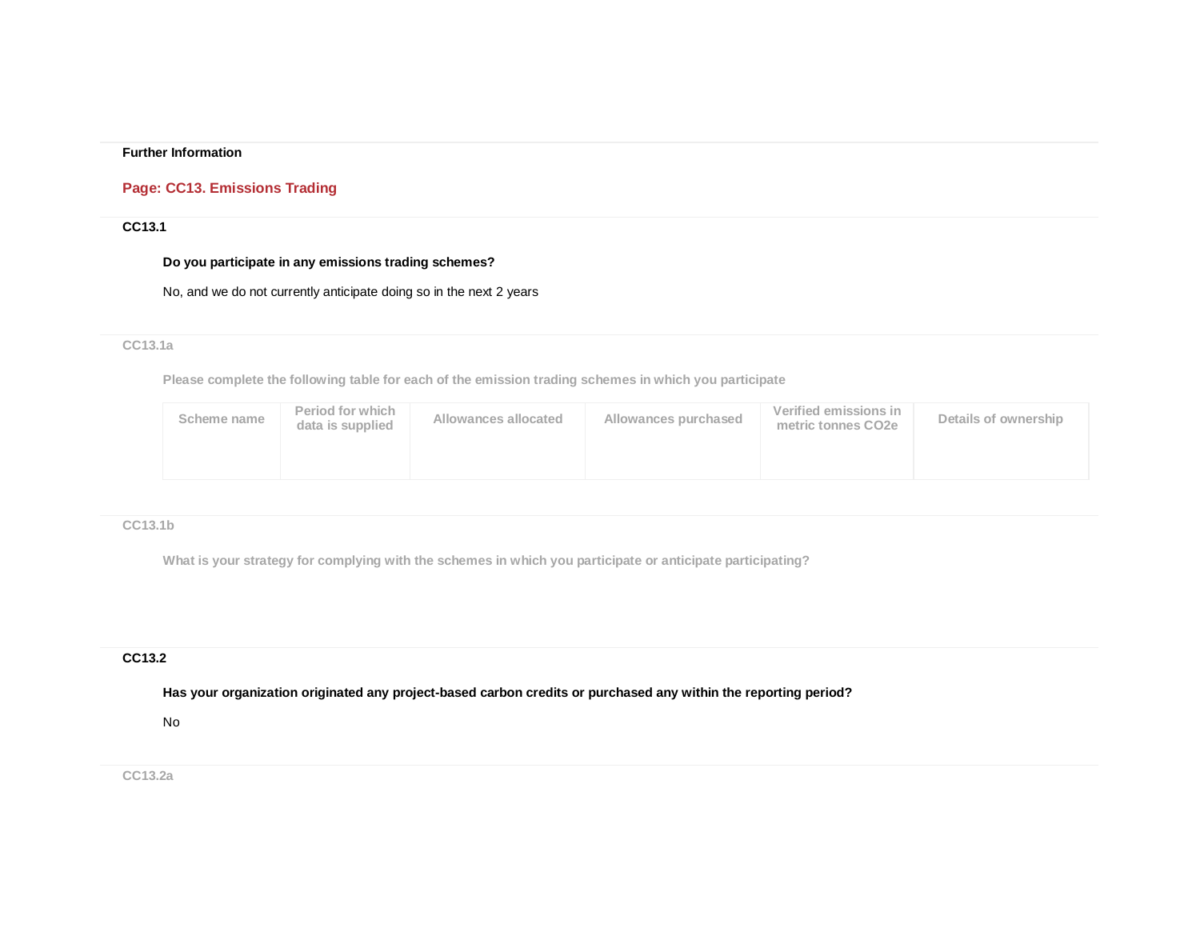**Further Information**

## Page: CC13. Emissions Trading

**CC13.1**

**Do you participate in any emissions trading schemes?**

No, and we do not currently anticipate doing so in the next 2 years

**CC13.1a**

**Please complete the following table for each of the emission trading schemes in which you participate**

| Scheme name | Period for which data is supplied | Allowances allocated | Allowances purchased | Verified emissions in metric tonnes CO2e | Details of ownership |
|---|---|---|---|---|---|
| | | | | | |

**CC13.1b**

**What is your strategy for complying with the schemes in which you participate or anticipate participating?**

**CC13.2**

**Has your organization originated any project-based carbon credits or purchased any within the reporting period?**

No

**CC13.2a**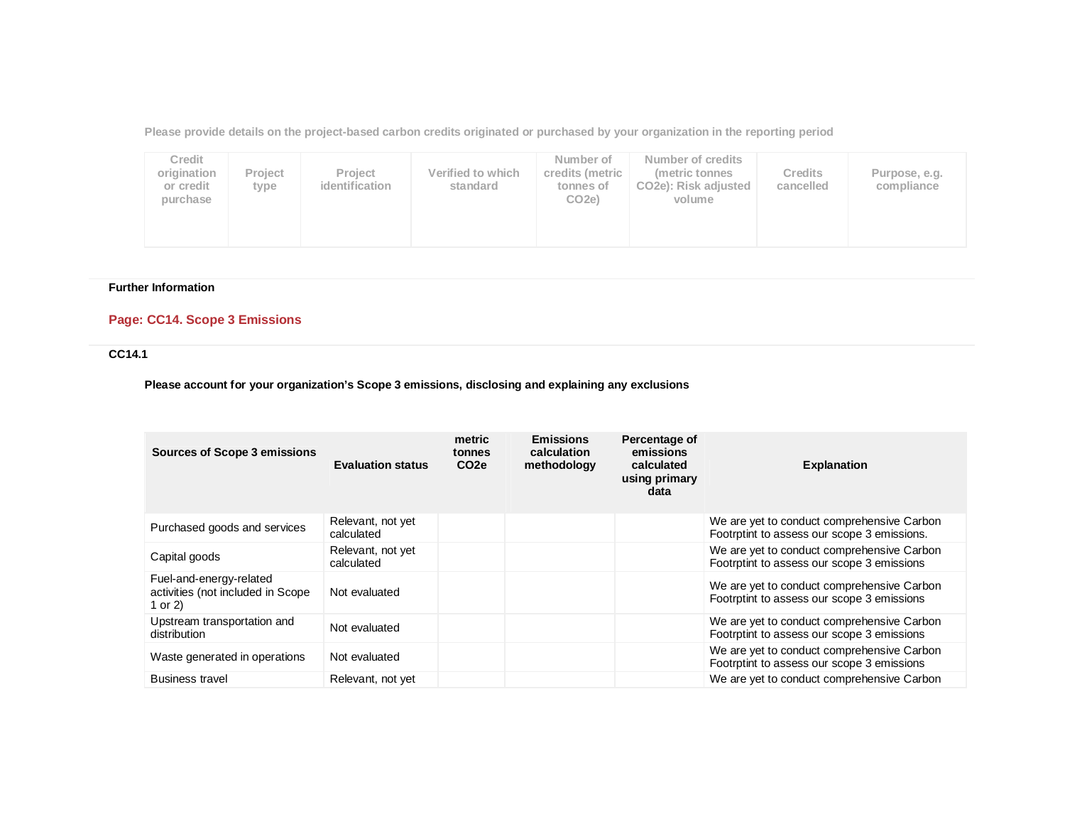Please provide details on the project-based carbon credits originated or purchased by your organization in the reporting period

| Credit origination or credit purchase | Project type | Project identification | Verified to which standard | Number of credits (metric tonnes of CO2e) | Number of credits (metric tonnes CO2e): Risk adjusted volume | Credits cancelled | Purpose, e.g. compliance |
|---|---|---|---|---|---|---|---|
| | | | | | | | |

**Further Information**

## Page: CC14. Scope 3 Emissions

### CC14.1

**Please account for your organization's Scope 3 emissions, disclosing and explaining any exclusions**

| Sources of Scope 3 emissions | Evaluation status | metric tonnes CO2e | Emissions calculation methodology | Percentage of emissions calculated using primary data | Explanation |
|---|---|---|---|---|---|
| Purchased goods and services | Relevant, not yet calculated | | | | We are yet to conduct comprehensive Carbon Footrptint to assess our scope 3 emissions. |
| Capital goods | Relevant, not yet calculated | | | | We are yet to conduct comprehensive Carbon Footrptint to assess our scope 3 emissions |
| Fuel-and-energy-related activities (not included in Scope 1 or 2) | Not evaluated | | | | We are yet to conduct comprehensive Carbon Footrptint to assess our scope 3 emissions |
| Upstream transportation and distribution | Not evaluated | | | | We are yet to conduct comprehensive Carbon Footrptint to assess our scope 3 emissions |
| Waste generated in operations | Not evaluated | | | | We are yet to conduct comprehensive Carbon Footrptint to assess our scope 3 emissions |
| Business travel | Relevant, not yet | | | | We are yet to conduct comprehensive Carbon |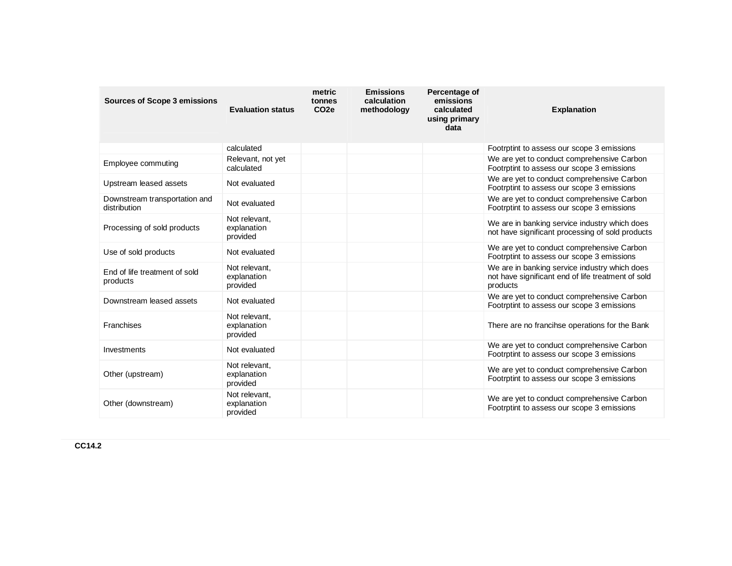| Sources of Scope 3 emissions | Evaluation status | metric tonnes $CO_2e$ | Emissions calculation methodology | Percentage of emissions calculated using primary data | Explanation |
|---|---|---|---|---|---|
| | calculated | | | | Footrptint to assess our scope 3 emissions |
| Employee commuting | Relevant, not yet calculated | | | | We are yet to conduct comprehensive Carbon Footrptint to assess our scope 3 emissions |
| Upstream leased assets | Not evaluated | | | | We are yet to conduct comprehensive Carbon Footrptint to assess our scope 3 emissions |
| Downstream transportation and distribution | Not evaluated | | | | We are yet to conduct comprehensive Carbon Footrptint to assess our scope 3 emissions |
| Processing of sold products | Not relevant, explanation provided | | | | We are in banking service industry which does not have significant processing of sold products |
| Use of sold products | Not evaluated | | | | We are yet to conduct comprehensive Carbon Footrptint to assess our scope 3 emissions |
| End of life treatment of sold products | Not relevant, explanation provided | | | | We are in banking service industry which does not have significant end of life treatment of sold products |
| Downstream leased assets | Not evaluated | | | | We are yet to conduct comprehensive Carbon Footrptint to assess our scope 3 emissions |
| Franchises | Not relevant, explanation provided | | | | There are no francihse operations for the Bank |
| Investments | Not evaluated | | | | We are yet to conduct comprehensive Carbon Footrptint to assess our scope 3 emissions |
| Other (upstream) | Not relevant, explanation provided | | | | We are yet to conduct comprehensive Carbon Footrptint to assess our scope 3 emissions |
| Other (downstream) | Not relevant, explanation provided | | | | We are yet to conduct comprehensive Carbon Footrptint to assess our scope 3 emissions |

**CC14.2**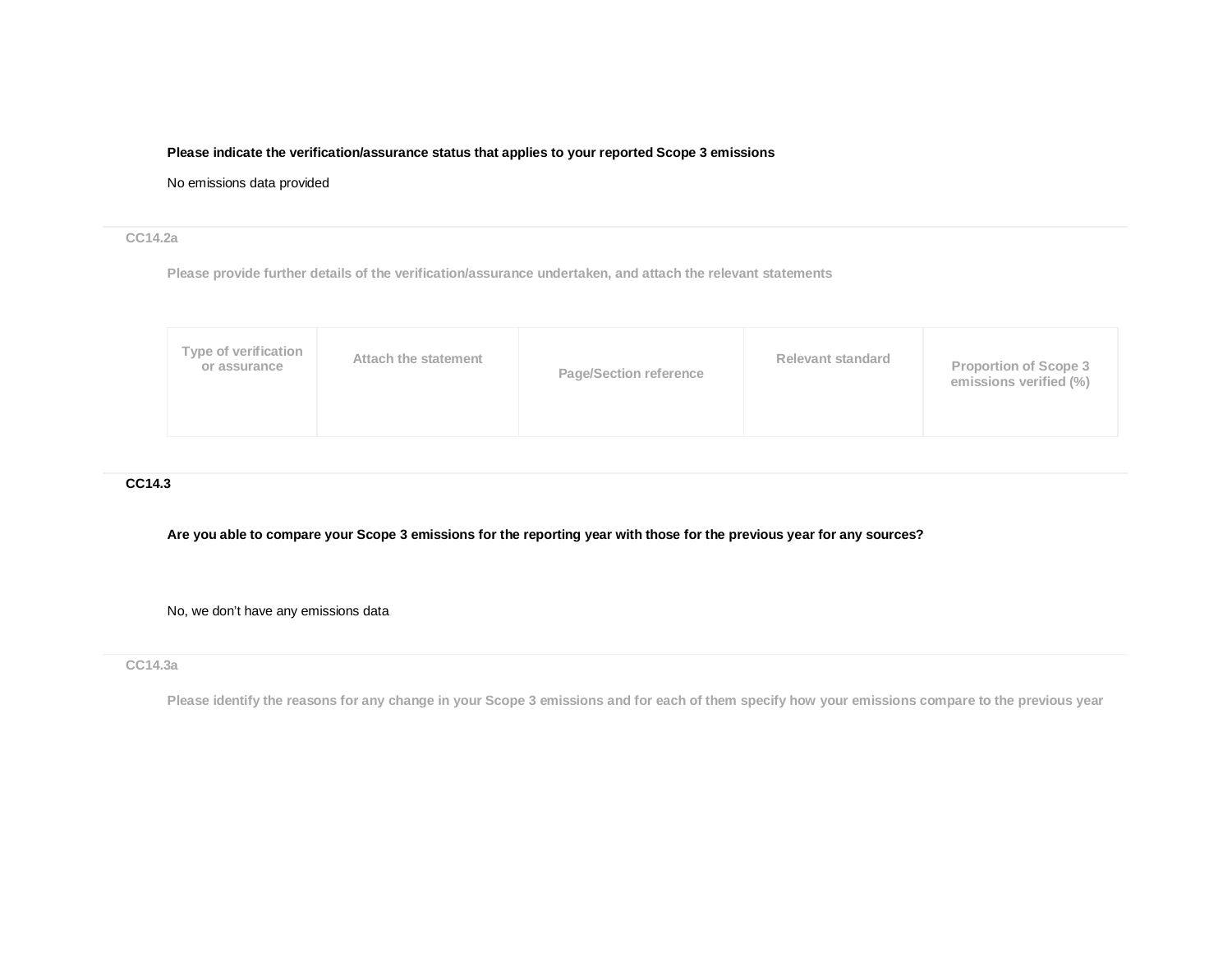**Please indicate the verification/assurance status that applies to your reported Scope 3 emissions**

No emissions data provided

---

### CC14.2a

**Please provide further details of the verification/assurance undertaken, and attach the relevant statements**

| Type of verification or assurance | Attach the statement | Page/Section reference | Relevant standard | Proportion of Scope 3 emissions verified (%) |
|---|---|---|---|---|
| | | | | |

---

### CC14.3

**Are you able to compare your Scope 3 emissions for the reporting year with those for the previous year for any sources?**

No, we don't have any emissions data

---

### CC14.3a

**Please identify the reasons for any change in your Scope 3 emissions and for each of them specify how your emissions compare to the previous year**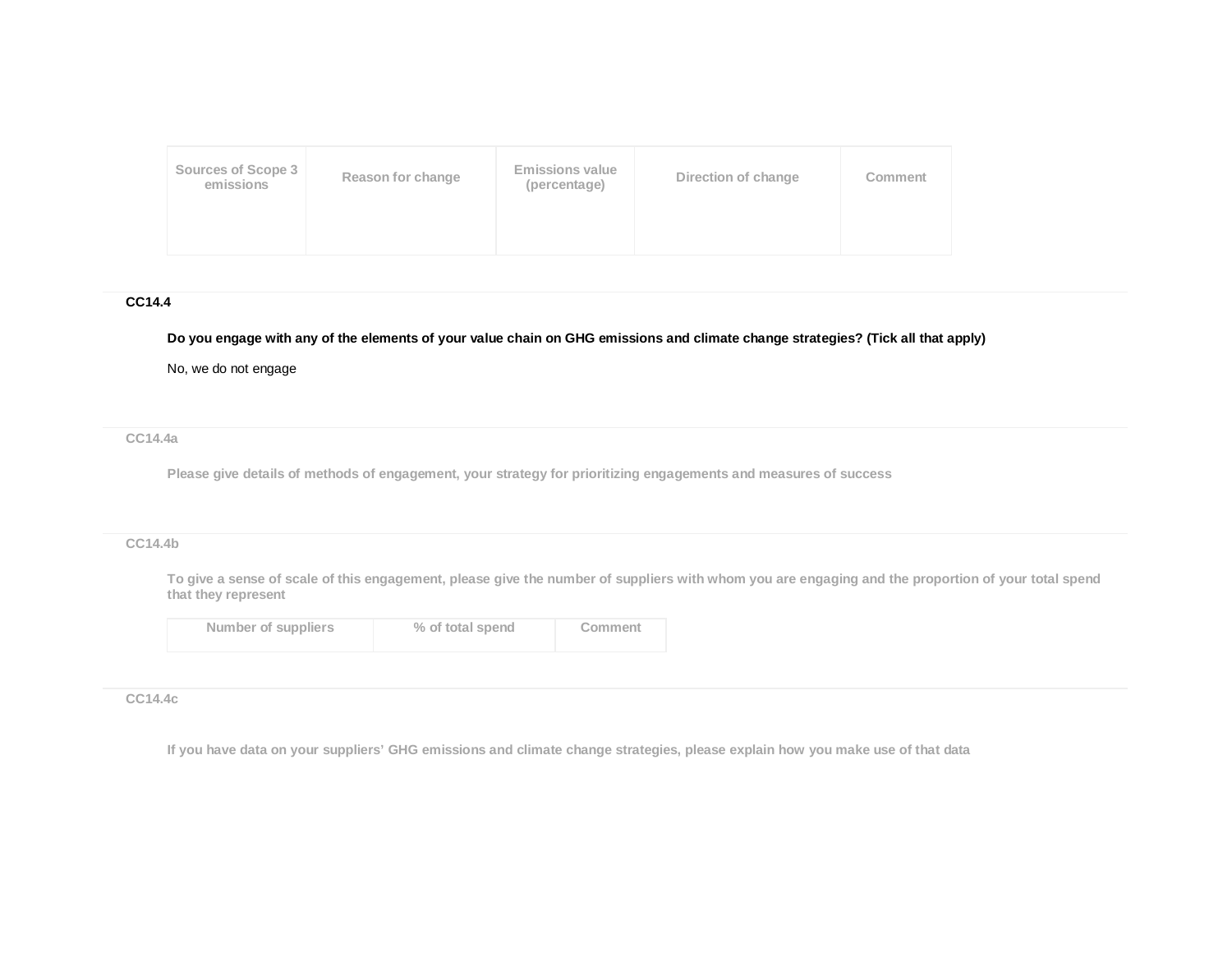| Sources of Scope 3 emissions | Reason for change | Emissions value (percentage) | Direction of change | Comment |
|---|---|---|---|---|
| | | | | |

**CC14.4**

**Do you engage with any of the elements of your value chain on GHG emissions and climate change strategies? (Tick all that apply)**

No, we do not engage

**CC14.4a**

**Please give details of methods of engagement, your strategy for prioritizing engagements and measures of success**

**CC14.4b**

**To give a sense of scale of this engagement, please give the number of suppliers with whom you are engaging and the proportion of your total spend that they represent**

| Number of suppliers | % of total spend | Comment |
|---|---|---|
| | | |

**CC14.4c**

**If you have data on your suppliers' GHG emissions and climate change strategies, please explain how you make use of that data**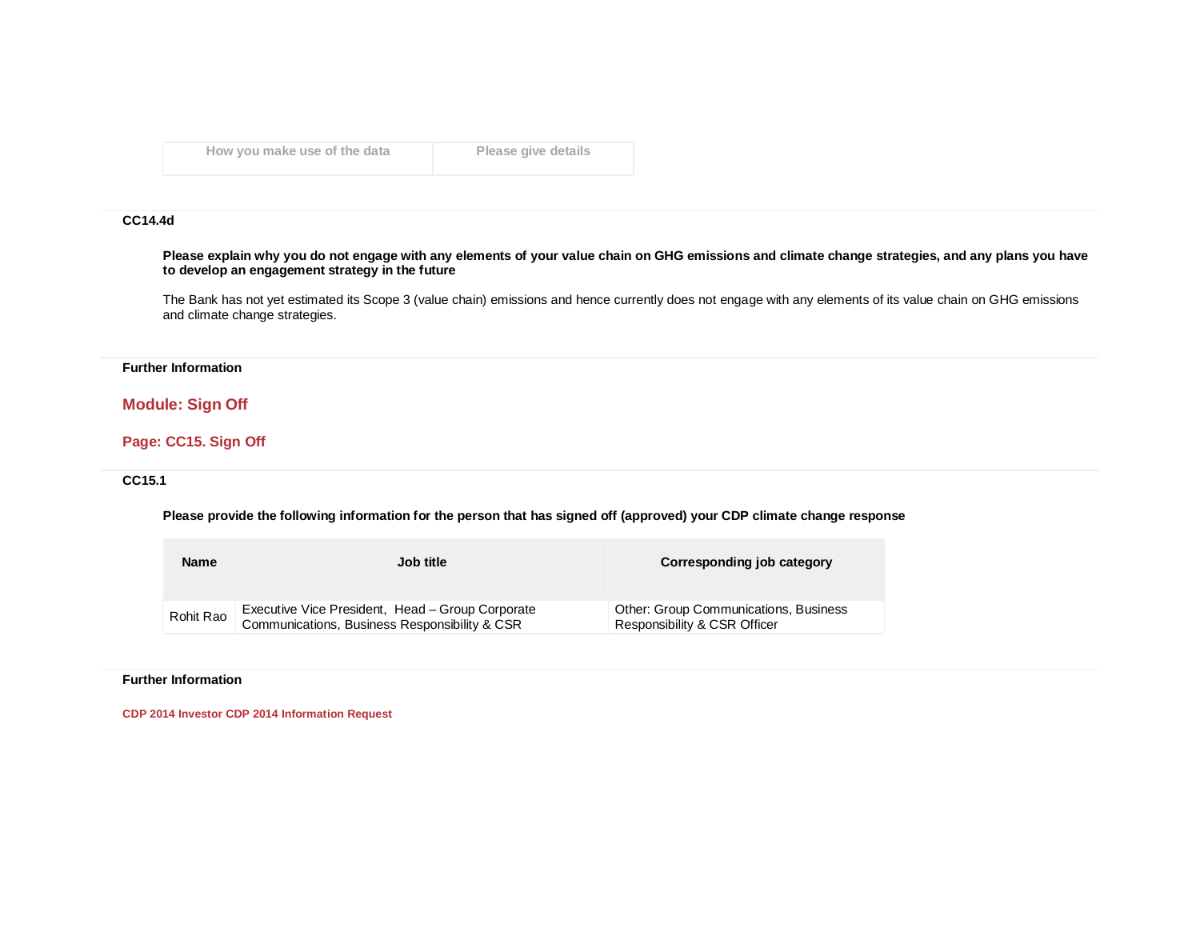| How you make use of the data | Please give details |
|---|---|

**CC14.4d**

**Please explain why you do not engage with any elements of your value chain on GHG emissions and climate change strategies, and any plans you have to develop an engagement strategy in the future**

The Bank has not yet estimated its Scope 3 (value chain) emissions and hence currently does not engage with any elements of its value chain on GHG emissions and climate change strategies.

**Further Information**

## Module: Sign Off

### Page: CC15. Sign Off

**CC15.1**

**Please provide the following information for the person that has signed off (approved) your CDP climate change response**

| Name | Job title | Corresponding job category |
|---|---|---|
| Rohit Rao | Executive Vice President, Head – Group Corporate Communications, Business Responsibility & CSR | Other: Group Communications, Business Responsibility & CSR Officer |

**Further Information**

**CDP 2014 Investor CDP 2014 Information Request**